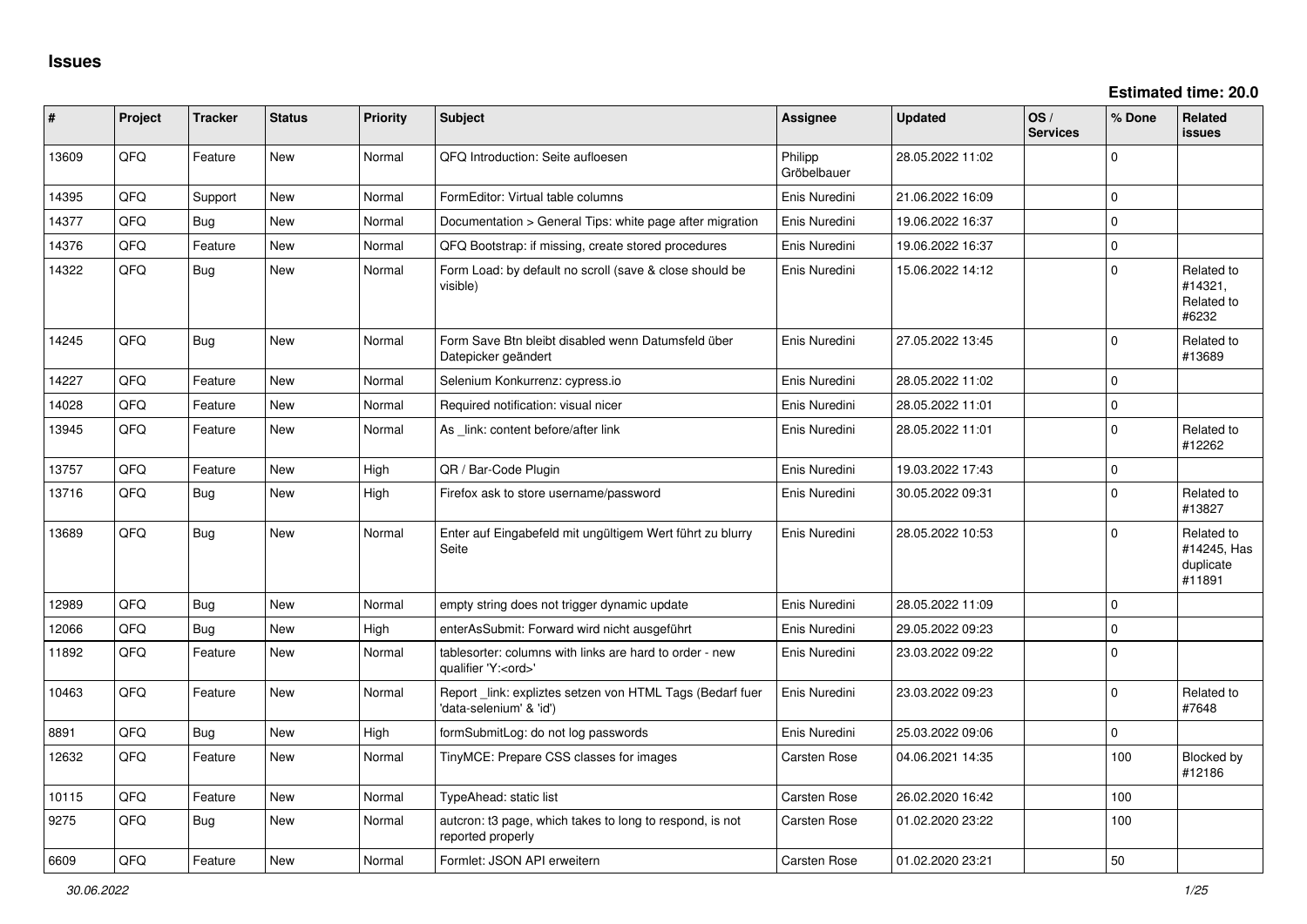# Issues

**Estimated time: 20.0**

| # | Project | Tracker | Status | Priority | Subject | Assignee | Updated | OS / Services | % Done | Related issues |
|---|---|---|---|---|---|---|---|---|---|---|
| 13609 | QFQ | Feature | New | Normal | QFQ Introduction: Seite aufloesen | Philipp Gröbelbauer | 28.05.2022 11:02 | | 0 | |
| 14395 | QFQ | Support | New | Normal | FormEditor: Virtual table columns | Enis Nuredini | 21.06.2022 16:09 | | 0 | |
| 14377 | QFQ | Bug | New | Normal | Documentation > General Tips: white page after migration | Enis Nuredini | 19.06.2022 16:37 | | 0 | |
| 14376 | QFQ | Feature | New | Normal | QFQ Bootstrap: if missing, create stored procedures | Enis Nuredini | 19.06.2022 16:37 | | 0 | |
| 14322 | QFQ | Bug | New | Normal | Form Load: by default no scroll (save & close should be visible) | Enis Nuredini | 15.06.2022 14:12 | | 0 | Related to #14321, Related to #6232 |
| 14245 | QFQ | Bug | New | Normal | Form Save Btn bleibt disabled wenn Datumsfeld über Datepicker geändert | Enis Nuredini | 27.05.2022 13:45 | | 0 | Related to #13689 |
| 14227 | QFQ | Feature | New | Normal | Selenium Konkurrenz: cypress.io | Enis Nuredini | 28.05.2022 11:02 | | 0 | |
| 14028 | QFQ | Feature | New | Normal | Required notification: visual nicer | Enis Nuredini | 28.05.2022 11:01 | | 0 | |
| 13945 | QFQ | Feature | New | Normal | As _link: content before/after link | Enis Nuredini | 28.05.2022 11:01 | | 0 | Related to #12262 |
| 13757 | QFQ | Feature | New | High | QR / Bar-Code Plugin | Enis Nuredini | 19.03.2022 17:43 | | 0 | |
| 13716 | QFQ | Bug | New | High | Firefox ask to store username/password | Enis Nuredini | 30.05.2022 09:31 | | 0 | Related to #13827 |
| 13689 | QFQ | Bug | New | Normal | Enter auf Eingabefeld mit ungültigem Wert führt zu blurry Seite | Enis Nuredini | 28.05.2022 10:53 | | 0 | Related to #14245, Has duplicate #11891 |
| 12989 | QFQ | Bug | New | Normal | empty string does not trigger dynamic update | Enis Nuredini | 28.05.2022 11:09 | | 0 | |
| 12066 | QFQ | Bug | New | High | enterAsSubmit: Forward wird nicht ausgeführt | Enis Nuredini | 29.05.2022 09:23 | | 0 | |
| 11892 | QFQ | Feature | New | Normal | tablesorter: columns with links are hard to order - new qualifier 'Y:<ord>' | Enis Nuredini | 23.03.2022 09:22 | | 0 | |
| 10463 | QFQ | Feature | New | Normal | Report _link: expliztes setzen von HTML Tags (Bedarf fuer 'data-selenium' & 'id') | Enis Nuredini | 23.03.2022 09:23 | | 0 | Related to #7648 |
| 8891 | QFQ | Bug | New | High | formSubmitLog: do not log passwords | Enis Nuredini | 25.03.2022 09:06 | | 0 | |
| 12632 | QFQ | Feature | New | Normal | TinyMCE: Prepare CSS classes for images | Carsten Rose | 04.06.2021 14:35 | | 100 | Blocked by #12186 |
| 10115 | QFQ | Feature | New | Normal | TypeAhead: static list | Carsten Rose | 26.02.2020 16:42 | | 100 | |
| 9275 | QFQ | Bug | New | Normal | autcron: t3 page, which takes to long to respond, is not reported properly | Carsten Rose | 01.02.2020 23:22 | | 100 | |
| 6609 | QFQ | Feature | New | Normal | Formlet: JSON API erweitern | Carsten Rose | 01.02.2020 23:21 | | 50 | |

*30.06.2022*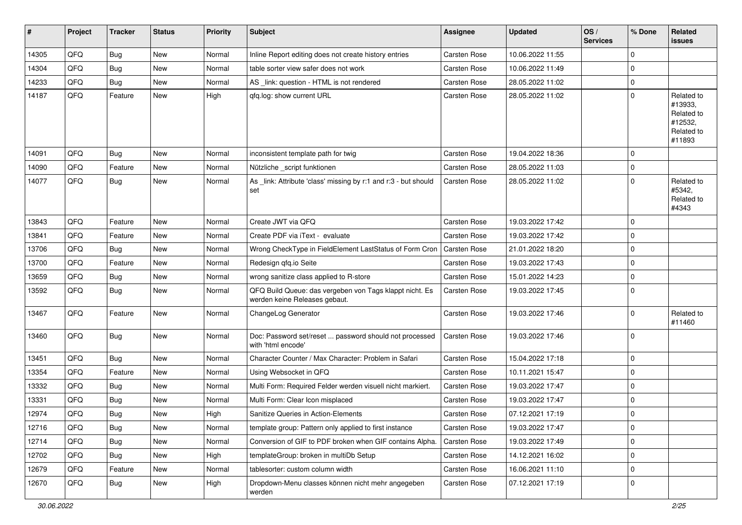| # | Project | Tracker | Status | Priority | Subject | Assignee | Updated | OS / Services | % Done | Related issues |
|---|---|---|---|---|---|---|---|---|---|---|
| 14305 | QFQ | Bug | New | Normal | Inline Report editing does not create history entries | Carsten Rose | 10.06.2022 11:55 | | 0 | |
| 14304 | QFQ | Bug | New | Normal | table sorter view safer does not work | Carsten Rose | 10.06.2022 11:49 | | 0 | |
| 14233 | QFQ | Bug | New | Normal | AS _link: question - HTML is not rendered | Carsten Rose | 28.05.2022 11:02 | | 0 | |
| 14187 | QFQ | Feature | New | High | qfq.log: show current URL | Carsten Rose | 28.05.2022 11:02 | | 0 | Related to #13933, Related to #12532, Related to #11893 |
| 14091 | QFQ | Bug | New | Normal | inconsistent template path for twig | Carsten Rose | 19.04.2022 18:36 | | 0 | |
| 14090 | QFQ | Feature | New | Normal | Nützliche _script funktionen | Carsten Rose | 28.05.2022 11:03 | | 0 | |
| 14077 | QFQ | Bug | New | Normal | As _link: Attribute 'class' missing by r:1 and r:3 - but should set | Carsten Rose | 28.05.2022 11:02 | | 0 | Related to #5342, Related to #4343 |
| 13843 | QFQ | Feature | New | Normal | Create JWT via QFQ | Carsten Rose | 19.03.2022 17:42 | | 0 | |
| 13841 | QFQ | Feature | New | Normal | Create PDF via iText - evaluate | Carsten Rose | 19.03.2022 17:42 | | 0 | |
| 13706 | QFQ | Bug | New | Normal | Wrong CheckType in FieldElement LastStatus of Form Cron | Carsten Rose | 21.01.2022 18:20 | | 0 | |
| 13700 | QFQ | Feature | New | Normal | Redesign qfq.io Seite | Carsten Rose | 19.03.2022 17:43 | | 0 | |
| 13659 | QFQ | Bug | New | Normal | wrong sanitize class applied to R-store | Carsten Rose | 15.01.2022 14:23 | | 0 | |
| 13592 | QFQ | Bug | New | Normal | QFQ Build Queue: das vergeben von Tags klappt nicht. Es werden keine Releases gebaut. | Carsten Rose | 19.03.2022 17:45 | | 0 | |
| 13467 | QFQ | Feature | New | Normal | ChangeLog Generator | Carsten Rose | 19.03.2022 17:46 | | 0 | Related to #11460 |
| 13460 | QFQ | Bug | New | Normal | Doc: Password set/reset ... password should not processed with 'html encode' | Carsten Rose | 19.03.2022 17:46 | | 0 | |
| 13451 | QFQ | Bug | New | Normal | Character Counter / Max Character: Problem in Safari | Carsten Rose | 15.04.2022 17:18 | | 0 | |
| 13354 | QFQ | Feature | New | Normal | Using Websocket in QFQ | Carsten Rose | 10.11.2021 15:47 | | 0 | |
| 13332 | QFQ | Bug | New | Normal | Multi Form: Required Felder werden visuell nicht markiert. | Carsten Rose | 19.03.2022 17:47 | | 0 | |
| 13331 | QFQ | Bug | New | Normal | Multi Form: Clear Icon misplaced | Carsten Rose | 19.03.2022 17:47 | | 0 | |
| 12974 | QFQ | Bug | New | High | Sanitize Queries in Action-Elements | Carsten Rose | 07.12.2021 17:19 | | 0 | |
| 12716 | QFQ | Bug | New | Normal | template group: Pattern only applied to first instance | Carsten Rose | 19.03.2022 17:47 | | 0 | |
| 12714 | QFQ | Bug | New | Normal | Conversion of GIF to PDF broken when GIF contains Alpha. | Carsten Rose | 19.03.2022 17:49 | | 0 | |
| 12702 | QFQ | Bug | New | High | templateGroup: broken in multiDb Setup | Carsten Rose | 14.12.2021 16:02 | | 0 | |
| 12679 | QFQ | Feature | New | Normal | tablesorter: custom column width | Carsten Rose | 16.06.2021 11:10 | | 0 | |
| 12670 | QFQ | Bug | New | High | Dropdown-Menu classes können nicht mehr angegeben werden | Carsten Rose | 07.12.2021 17:19 | | 0 | |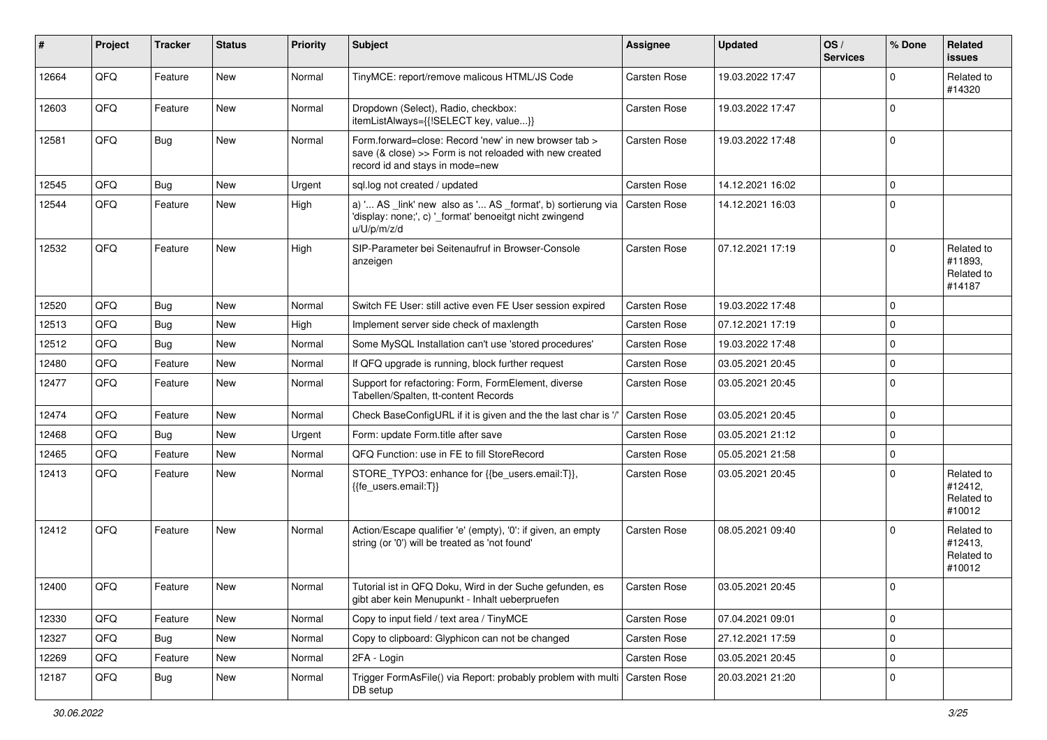| # | Project | Tracker | Status | Priority | Subject | Assignee | Updated | OS / Services | % Done | Related issues |
|---|---|---|---|---|---|---|---|---|---|---|
| 12664 | QFQ | Feature | New | Normal | TinyMCE: report/remove malicous HTML/JS Code | Carsten Rose | 19.03.2022 17:47 | | 0 | Related to #14320 |
| 12603 | QFQ | Feature | New | Normal | Dropdown (Select), Radio, checkbox: itemListAlways={{!SELECT key, value...}} | Carsten Rose | 19.03.2022 17:47 | | 0 | |
| 12581 | QFQ | Bug | New | Normal | Form.forward=close: Record 'new' in new browser tab > save (& close) >> Form is not reloaded with new created record id and stays in mode=new | Carsten Rose | 19.03.2022 17:48 | | 0 | |
| 12545 | QFQ | Bug | New | Urgent | sql.log not created / updated | Carsten Rose | 14.12.2021 16:02 | | 0 | |
| 12544 | QFQ | Feature | New | High | a) '... AS _link' new also as '... AS _format', b) sortierung via 'display: none;', c) '_format' benoeitgt nicht zwingend u/U/p/m/z/d | Carsten Rose | 14.12.2021 16:03 | | 0 | |
| 12532 | QFQ | Feature | New | High | SIP-Parameter bei Seitenaufruf in Browser-Console anzeigen | Carsten Rose | 07.12.2021 17:19 | | 0 | Related to #11893, Related to #14187 |
| 12520 | QFQ | Bug | New | Normal | Switch FE User: still active even FE User session expired | Carsten Rose | 19.03.2022 17:48 | | 0 | |
| 12513 | QFQ | Bug | New | High | Implement server side check of maxlength | Carsten Rose | 07.12.2021 17:19 | | 0 | |
| 12512 | QFQ | Bug | New | Normal | Some MySQL Installation can't use 'stored procedures' | Carsten Rose | 19.03.2022 17:48 | | 0 | |
| 12480 | QFQ | Feature | New | Normal | If QFQ upgrade is running, block further request | Carsten Rose | 03.05.2021 20:45 | | 0 | |
| 12477 | QFQ | Feature | New | Normal | Support for refactoring: Form, FormElement, diverse Tabellen/Spalten, tt-content Records | Carsten Rose | 03.05.2021 20:45 | | 0 | |
| 12474 | QFQ | Feature | New | Normal | Check BaseConfigURL if it is given and the the last char is '/' | Carsten Rose | 03.05.2021 20:45 | | 0 | |
| 12468 | QFQ | Bug | New | Urgent | Form: update Form.title after save | Carsten Rose | 03.05.2021 21:12 | | 0 | |
| 12465 | QFQ | Feature | New | Normal | QFQ Function: use in FE to fill StoreRecord | Carsten Rose | 05.05.2021 21:58 | | 0 | |
| 12413 | QFQ | Feature | New | Normal | STORE_TYPO3: enhance for {{be_users.email:T}}, {{fe_users.email:T}} | Carsten Rose | 03.05.2021 20:45 | | 0 | Related to #12412, Related to #10012 |
| 12412 | QFQ | Feature | New | Normal | Action/Escape qualifier 'e' (empty), '0': if given, an empty string (or '0') will be treated as 'not found' | Carsten Rose | 08.05.2021 09:40 | | 0 | Related to #12413, Related to #10012 |
| 12400 | QFQ | Feature | New | Normal | Tutorial ist in QFQ Doku, Wird in der Suche gefunden, es gibt aber kein Menupunkt - Inhalt ueberpruefen | Carsten Rose | 03.05.2021 20:45 | | 0 | |
| 12330 | QFQ | Feature | New | Normal | Copy to input field / text area / TinyMCE | Carsten Rose | 07.04.2021 09:01 | | 0 | |
| 12327 | QFQ | Bug | New | Normal | Copy to clipboard: Glyphicon can not be changed | Carsten Rose | 27.12.2021 17:59 | | 0 | |
| 12269 | QFQ | Feature | New | Normal | 2FA - Login | Carsten Rose | 03.05.2021 20:45 | | 0 | |
| 12187 | QFQ | Bug | New | Normal | Trigger FormAsFile() via Report: probably problem with multi DB setup | Carsten Rose | 20.03.2021 21:20 | | 0 | |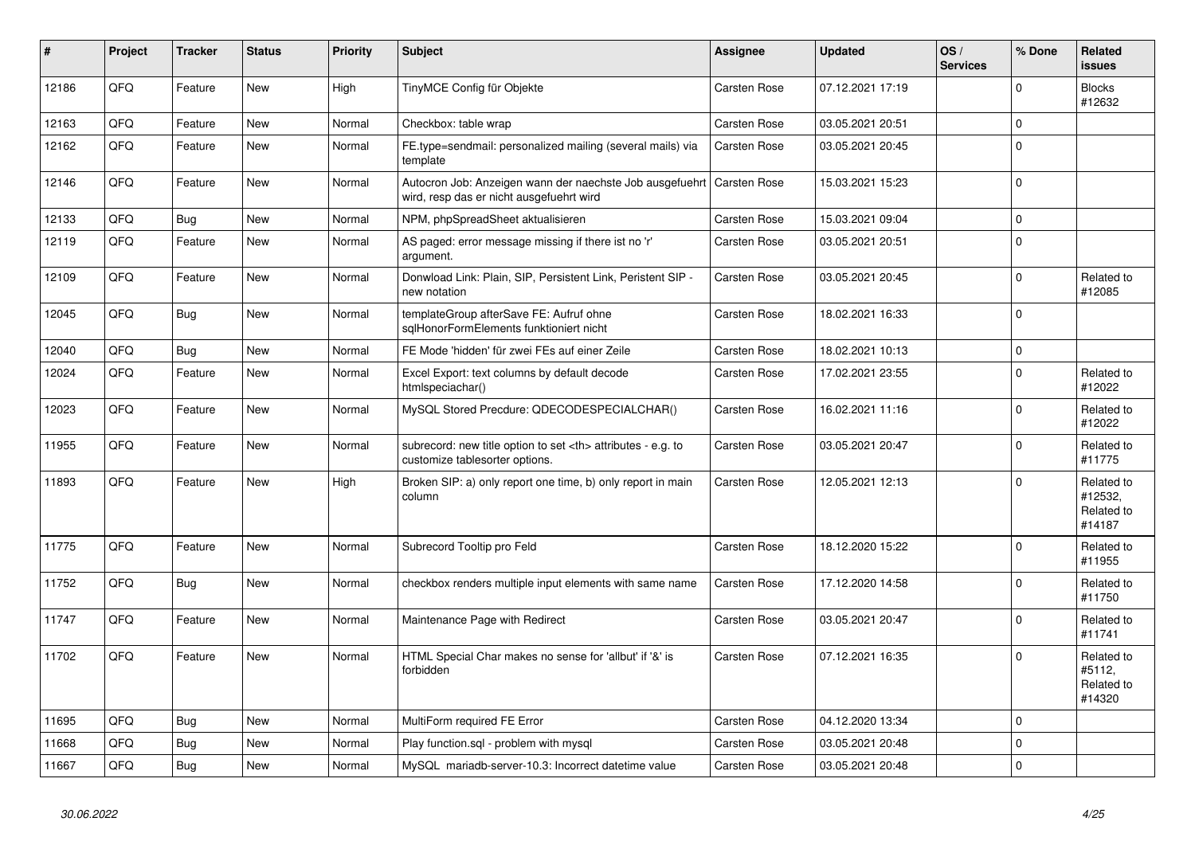| # | Project | Tracker | Status | Priority | Subject | Assignee | Updated | OS / Services | % Done | Related issues |
|---|---|---|---|---|---|---|---|---|---|---|
| 12186 | QFQ | Feature | New | High | TinyMCE Config für Objekte | Carsten Rose | 07.12.2021 17:19 | | 0 | Blocks #12632 |
| 12163 | QFQ | Feature | New | Normal | Checkbox: table wrap | Carsten Rose | 03.05.2021 20:51 | | 0 | |
| 12162 | QFQ | Feature | New | Normal | FE.type=sendmail: personalized mailing (several mails) via template | Carsten Rose | 03.05.2021 20:45 | | 0 | |
| 12146 | QFQ | Feature | New | Normal | Autocron Job: Anzeigen wann der naechste Job ausgefuehrt wird, resp das er nicht ausgefuehrt wird | Carsten Rose | 15.03.2021 15:23 | | 0 | |
| 12133 | QFQ | Bug | New | Normal | NPM, phpSpreadSheet aktualisieren | Carsten Rose | 15.03.2021 09:04 | | 0 | |
| 12119 | QFQ | Feature | New | Normal | AS paged: error message missing if there ist no 'r' argument. | Carsten Rose | 03.05.2021 20:51 | | 0 | |
| 12109 | QFQ | Feature | New | Normal | Donwload Link: Plain, SIP, Persistent Link, Peristent SIP - new notation | Carsten Rose | 03.05.2021 20:45 | | 0 | Related to #12085 |
| 12045 | QFQ | Bug | New | Normal | templateGroup afterSave FE: Aufruf ohne sqlHonorFormElements funktioniert nicht | Carsten Rose | 18.02.2021 16:33 | | 0 | |
| 12040 | QFQ | Bug | New | Normal | FE Mode 'hidden' für zwei FEs auf einer Zeile | Carsten Rose | 18.02.2021 10:13 | | 0 | |
| 12024 | QFQ | Feature | New | Normal | Excel Export: text columns by default decode htmlspeciachar() | Carsten Rose | 17.02.2021 23:55 | | 0 | Related to #12022 |
| 12023 | QFQ | Feature | New | Normal | MySQL Stored Precdure: QDECODESPECIALCHAR() | Carsten Rose | 16.02.2021 11:16 | | 0 | Related to #12022 |
| 11955 | QFQ | Feature | New | Normal | subrecord: new title option to set <th> attributes - e.g. to customize tablesorter options. | Carsten Rose | 03.05.2021 20:47 | | 0 | Related to #11775 |
| 11893 | QFQ | Feature | New | High | Broken SIP: a) only report one time, b) only report in main column | Carsten Rose | 12.05.2021 12:13 | | 0 | Related to #12532, Related to #14187 |
| 11775 | QFQ | Feature | New | Normal | Subrecord Tooltip pro Feld | Carsten Rose | 18.12.2020 15:22 | | 0 | Related to #11955 |
| 11752 | QFQ | Bug | New | Normal | checkbox renders multiple input elements with same name | Carsten Rose | 17.12.2020 14:58 | | 0 | Related to #11750 |
| 11747 | QFQ | Feature | New | Normal | Maintenance Page with Redirect | Carsten Rose | 03.05.2021 20:47 | | 0 | Related to #11741 |
| 11702 | QFQ | Feature | New | Normal | HTML Special Char makes no sense for 'allbut' if '&' is forbidden | Carsten Rose | 07.12.2021 16:35 | | 0 | Related to #5112, Related to #14320 |
| 11695 | QFQ | Bug | New | Normal | MultiForm required FE Error | Carsten Rose | 04.12.2020 13:34 | | 0 | |
| 11668 | QFQ | Bug | New | Normal | Play function.sql - problem with mysql | Carsten Rose | 03.05.2021 20:48 | | 0 | |
| 11667 | QFQ | Bug | New | Normal | MySQL mariadb-server-10.3: Incorrect datetime value | Carsten Rose | 03.05.2021 20:48 | | 0 | |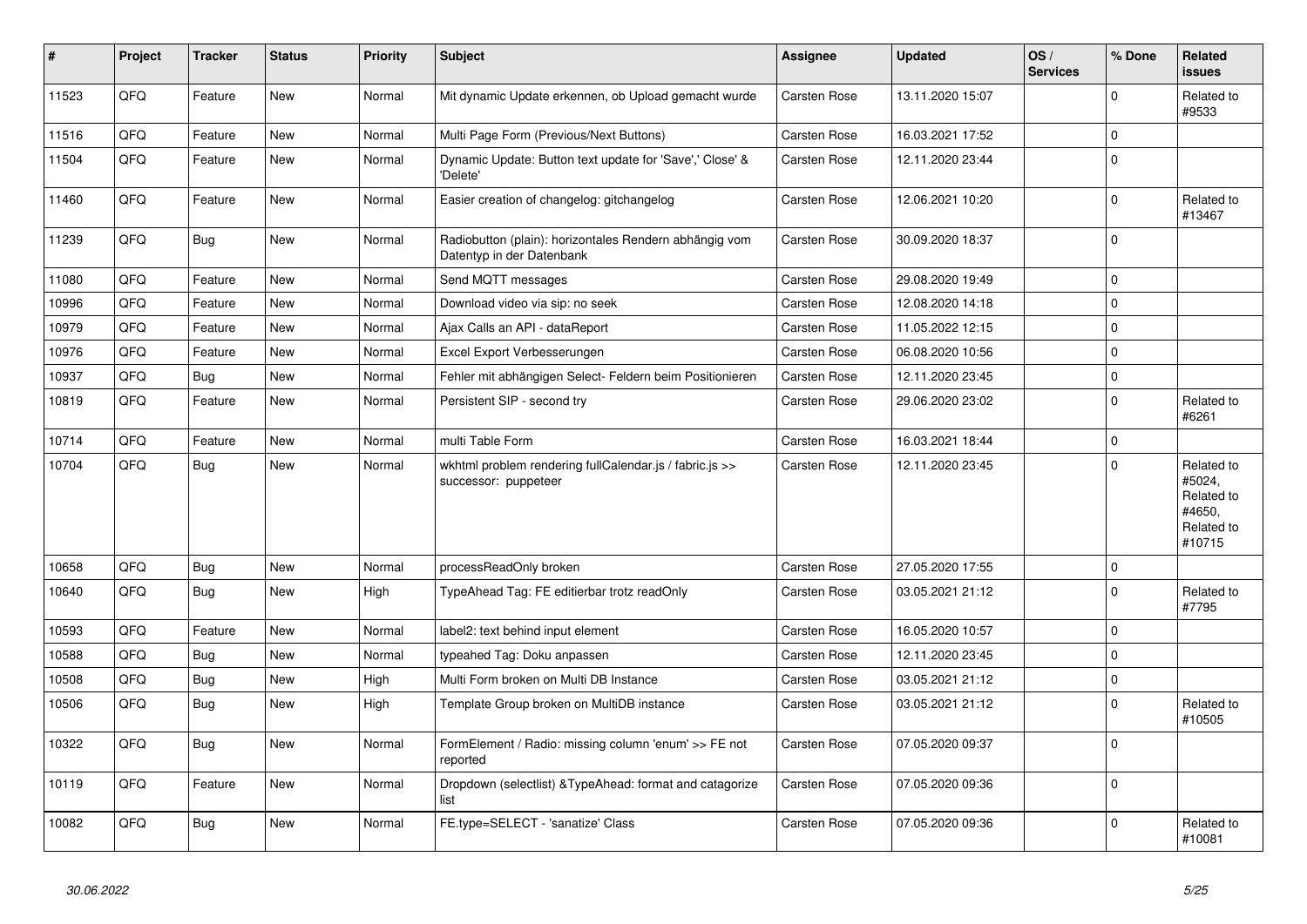| # | Project | Tracker | Status | Priority | Subject | Assignee | Updated | OS / Services | % Done | Related issues |
|---|---|---|---|---|---|---|---|---|---|---|
| 11523 | QFQ | Feature | New | Normal | Mit dynamic Update erkennen, ob Upload gemacht wurde | Carsten Rose | 13.11.2020 15:07 | | 0 | Related to #9533 |
| 11516 | QFQ | Feature | New | Normal | Multi Page Form (Previous/Next Buttons) | Carsten Rose | 16.03.2021 17:52 | | 0 | |
| 11504 | QFQ | Feature | New | Normal | Dynamic Update: Button text update for 'Save',' Close' & 'Delete' | Carsten Rose | 12.11.2020 23:44 | | 0 | |
| 11460 | QFQ | Feature | New | Normal | Easier creation of changelog: gitchangelog | Carsten Rose | 12.06.2021 10:20 | | 0 | Related to #13467 |
| 11239 | QFQ | Bug | New | Normal | Radiobutton (plain): horizontales Rendern abhängig vom Datentyp in der Datenbank | Carsten Rose | 30.09.2020 18:37 | | 0 | |
| 11080 | QFQ | Feature | New | Normal | Send MQTT messages | Carsten Rose | 29.08.2020 19:49 | | 0 | |
| 10996 | QFQ | Feature | New | Normal | Download video via sip: no seek | Carsten Rose | 12.08.2020 14:18 | | 0 | |
| 10979 | QFQ | Feature | New | Normal | Ajax Calls an API - dataReport | Carsten Rose | 11.05.2022 12:15 | | 0 | |
| 10976 | QFQ | Feature | New | Normal | Excel Export Verbesserungen | Carsten Rose | 06.08.2020 10:56 | | 0 | |
| 10937 | QFQ | Bug | New | Normal | Fehler mit abhängigen Select- Feldern beim Positionieren | Carsten Rose | 12.11.2020 23:45 | | 0 | |
| 10819 | QFQ | Feature | New | Normal | Persistent SIP - second try | Carsten Rose | 29.06.2020 23:02 | | 0 | Related to #6261 |
| 10714 | QFQ | Feature | New | Normal | multi Table Form | Carsten Rose | 16.03.2021 18:44 | | 0 | |
| 10704 | QFQ | Bug | New | Normal | wkhtml problem rendering fullCalendar.js / fabric.js >> successor: puppeteer | Carsten Rose | 12.11.2020 23:45 | | 0 | Related to #5024, Related to #4650, Related to #10715 |
| 10658 | QFQ | Bug | New | Normal | processReadOnly broken | Carsten Rose | 27.05.2020 17:55 | | 0 | |
| 10640 | QFQ | Bug | New | High | TypeAhead Tag: FE editierbar trotz readOnly | Carsten Rose | 03.05.2021 21:12 | | 0 | Related to #7795 |
| 10593 | QFQ | Feature | New | Normal | label2: text behind input element | Carsten Rose | 16.05.2020 10:57 | | 0 | |
| 10588 | QFQ | Bug | New | Normal | typeahed Tag: Doku anpassen | Carsten Rose | 12.11.2020 23:45 | | 0 | |
| 10508 | QFQ | Bug | New | High | Multi Form broken on Multi DB Instance | Carsten Rose | 03.05.2021 21:12 | | 0 | |
| 10506 | QFQ | Bug | New | High | Template Group broken on MultiDB instance | Carsten Rose | 03.05.2021 21:12 | | 0 | Related to #10505 |
| 10322 | QFQ | Bug | New | Normal | FormElement / Radio: missing column 'enum' >> FE not reported | Carsten Rose | 07.05.2020 09:37 | | 0 | |
| 10119 | QFQ | Feature | New | Normal | Dropdown (selectlist) &TypeAhead: format and catagorize list | Carsten Rose | 07.05.2020 09:36 | | 0 | |
| 10082 | QFQ | Bug | New | Normal | FE.type=SELECT - 'sanatize' Class | Carsten Rose | 07.05.2020 09:36 | | 0 | Related to #10081 |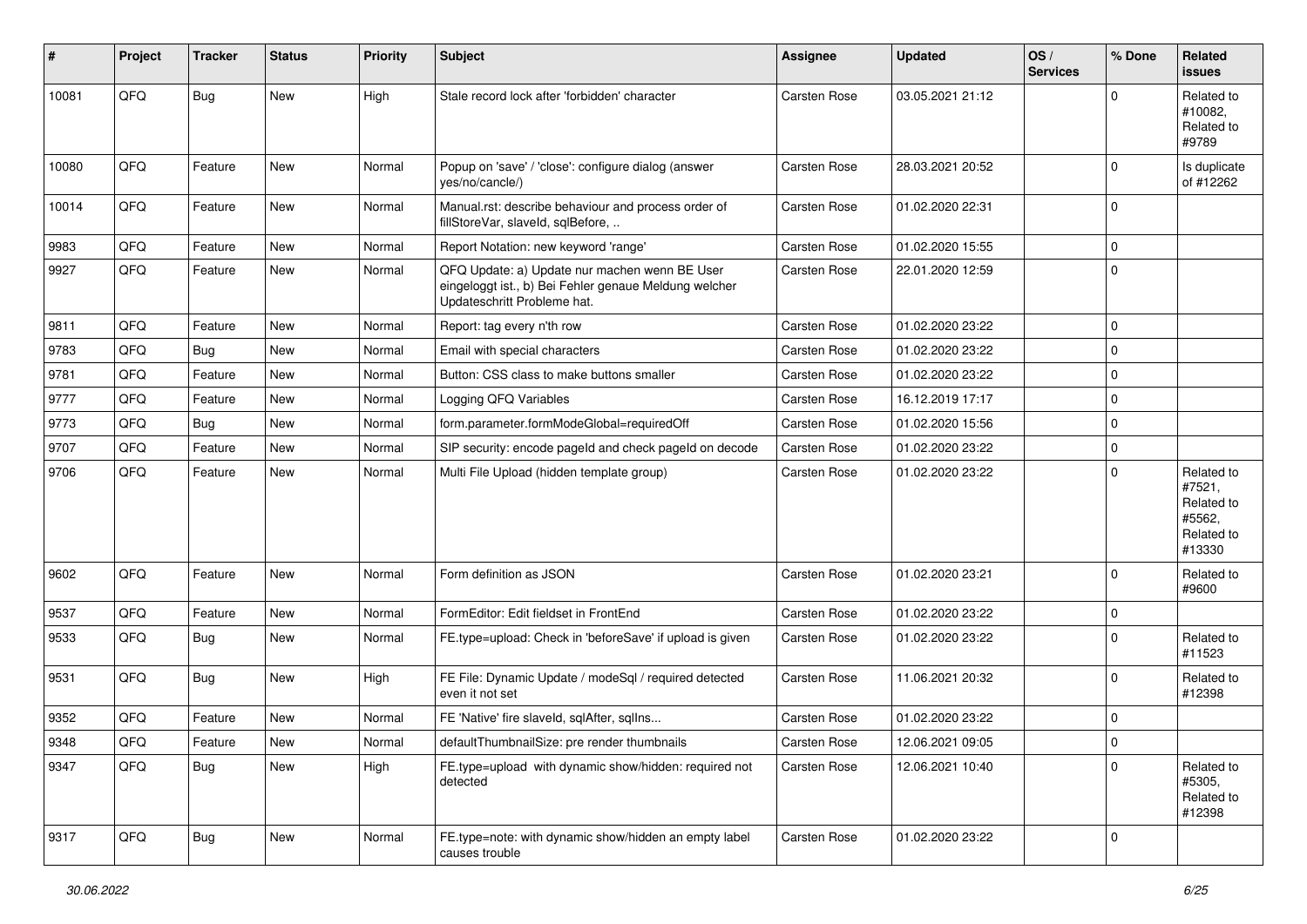| # | Project | Tracker | Status | Priority | Subject | Assignee | Updated | OS / Services | % Done | Related issues |
|---|---|---|---|---|---|---|---|---|---|---|
| 10081 | QFQ | Bug | New | High | Stale record lock after 'forbidden' character | Carsten Rose | 03.05.2021 21:12 | | 0 | Related to #10082, Related to #9789 |
| 10080 | QFQ | Feature | New | Normal | Popup on 'save' / 'close': configure dialog (answer yes/no/cancle/) | Carsten Rose | 28.03.2021 20:52 | | 0 | Is duplicate of #12262 |
| 10014 | QFQ | Feature | New | Normal | Manual.rst: describe behaviour and process order of fillStoreVar, slaveId, sqlBefore, .. | Carsten Rose | 01.02.2020 22:31 | | 0 | |
| 9983 | QFQ | Feature | New | Normal | Report Notation: new keyword 'range' | Carsten Rose | 01.02.2020 15:55 | | 0 | |
| 9927 | QFQ | Feature | New | Normal | QFQ Update: a) Update nur machen wenn BE User eingeloggt ist., b) Bei Fehler genaue Meldung welcher Updateschritt Probleme hat. | Carsten Rose | 22.01.2020 12:59 | | 0 | |
| 9811 | QFQ | Feature | New | Normal | Report: tag every n'th row | Carsten Rose | 01.02.2020 23:22 | | 0 | |
| 9783 | QFQ | Bug | New | Normal | Email with special characters | Carsten Rose | 01.02.2020 23:22 | | 0 | |
| 9781 | QFQ | Feature | New | Normal | Button: CSS class to make buttons smaller | Carsten Rose | 01.02.2020 23:22 | | 0 | |
| 9777 | QFQ | Feature | New | Normal | Logging QFQ Variables | Carsten Rose | 16.12.2019 17:17 | | 0 | |
| 9773 | QFQ | Bug | New | Normal | form.parameter.formModeGlobal=requiredOff | Carsten Rose | 01.02.2020 15:56 | | 0 | |
| 9707 | QFQ | Feature | New | Normal | SIP security: encode pageId and check pageId on decode | Carsten Rose | 01.02.2020 23:22 | | 0 | |
| 9706 | QFQ | Feature | New | Normal | Multi File Upload (hidden template group) | Carsten Rose | 01.02.2020 23:22 | | 0 | Related to #7521, Related to #5562, Related to #13330 |
| 9602 | QFQ | Feature | New | Normal | Form definition as JSON | Carsten Rose | 01.02.2020 23:21 | | 0 | Related to #9600 |
| 9537 | QFQ | Feature | New | Normal | FormEditor: Edit fieldset in FrontEnd | Carsten Rose | 01.02.2020 23:22 | | 0 | |
| 9533 | QFQ | Bug | New | Normal | FE.type=upload: Check in 'beforeSave' if upload is given | Carsten Rose | 01.02.2020 23:22 | | 0 | Related to #11523 |
| 9531 | QFQ | Bug | New | High | FE File: Dynamic Update / modeSql / required detected even it not set | Carsten Rose | 11.06.2021 20:32 | | 0 | Related to #12398 |
| 9352 | QFQ | Feature | New | Normal | FE 'Native' fire slaveId, sqlAfter, sqlIns... | Carsten Rose | 01.02.2020 23:22 | | 0 | |
| 9348 | QFQ | Feature | New | Normal | defaultThumbnailSize: pre render thumbnails | Carsten Rose | 12.06.2021 09:05 | | 0 | |
| 9347 | QFQ | Bug | New | High | FE.type=upload with dynamic show/hidden: required not detected | Carsten Rose | 12.06.2021 10:40 | | 0 | Related to #5305, Related to #12398 |
| 9317 | QFQ | Bug | New | Normal | FE.type=note: with dynamic show/hidden an empty label causes trouble | Carsten Rose | 01.02.2020 23:22 | | 0 | |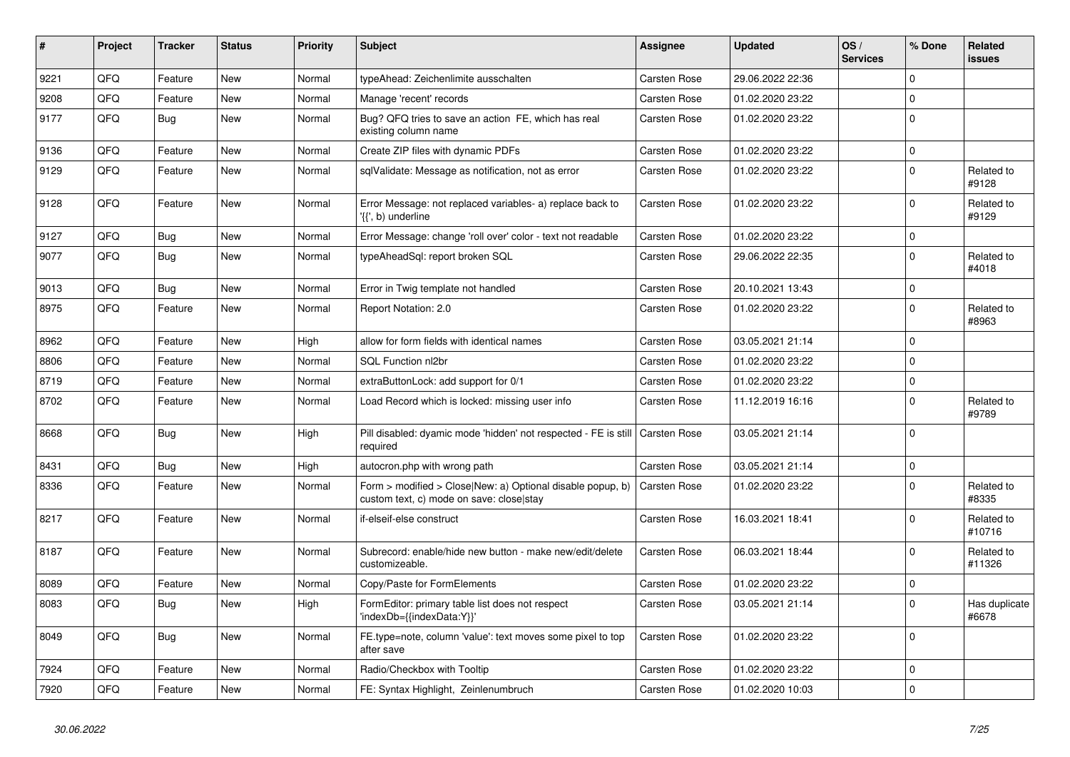| # | Project | Tracker | Status | Priority | Subject | Assignee | Updated | OS / Services | % Done | Related issues |
|---|---|---|---|---|---|---|---|---|---|---|
| 9221 | QFQ | Feature | New | Normal | typeAhead: Zeichenlimite ausschalten | Carsten Rose | 29.06.2022 22:36 | | 0 | |
| 9208 | QFQ | Feature | New | Normal | Manage 'recent' records | Carsten Rose | 01.02.2020 23:22 | | 0 | |
| 9177 | QFQ | Bug | New | Normal | Bug? QFQ tries to save an action FE, which has real existing column name | Carsten Rose | 01.02.2020 23:22 | | 0 | |
| 9136 | QFQ | Feature | New | Normal | Create ZIP files with dynamic PDFs | Carsten Rose | 01.02.2020 23:22 | | 0 | |
| 9129 | QFQ | Feature | New | Normal | sqlValidate: Message as notification, not as error | Carsten Rose | 01.02.2020 23:22 | | 0 | Related to #9128 |
| 9128 | QFQ | Feature | New | Normal | Error Message: not replaced variables- a) replace back to '{{', b) underline | Carsten Rose | 01.02.2020 23:22 | | 0 | Related to #9129 |
| 9127 | QFQ | Bug | New | Normal | Error Message: change 'roll over' color - text not readable | Carsten Rose | 01.02.2020 23:22 | | 0 | |
| 9077 | QFQ | Bug | New | Normal | typeAheadSql: report broken SQL | Carsten Rose | 29.06.2022 22:35 | | 0 | Related to #4018 |
| 9013 | QFQ | Bug | New | Normal | Error in Twig template not handled | Carsten Rose | 20.10.2021 13:43 | | 0 | |
| 8975 | QFQ | Feature | New | Normal | Report Notation: 2.0 | Carsten Rose | 01.02.2020 23:22 | | 0 | Related to #8963 |
| 8962 | QFQ | Feature | New | High | allow for form fields with identical names | Carsten Rose | 03.05.2021 21:14 | | 0 | |
| 8806 | QFQ | Feature | New | Normal | SQL Function nl2br | Carsten Rose | 01.02.2020 23:22 | | 0 | |
| 8719 | QFQ | Feature | New | Normal | extraButtonLock: add support for 0/1 | Carsten Rose | 01.02.2020 23:22 | | 0 | |
| 8702 | QFQ | Feature | New | Normal | Load Record which is locked: missing user info | Carsten Rose | 11.12.2019 16:16 | | 0 | Related to #9789 |
| 8668 | QFQ | Bug | New | High | Pill disabled: dyamic mode 'hidden' not respected - FE is still required | Carsten Rose | 03.05.2021 21:14 | | 0 | |
| 8431 | QFQ | Bug | New | High | autocron.php with wrong path | Carsten Rose | 03.05.2021 21:14 | | 0 | |
| 8336 | QFQ | Feature | New | Normal | Form > modified > Close\|New: a) Optional disable popup, b) custom text, c) mode on save: close\|stay | Carsten Rose | 01.02.2020 23:22 | | 0 | Related to #8335 |
| 8217 | QFQ | Feature | New | Normal | if-elseif-else construct | Carsten Rose | 16.03.2021 18:41 | | 0 | Related to #10716 |
| 8187 | QFQ | Feature | New | Normal | Subrecord: enable/hide new button - make new/edit/delete customizeable. | Carsten Rose | 06.03.2021 18:44 | | 0 | Related to #11326 |
| 8089 | QFQ | Feature | New | Normal | Copy/Paste for FormElements | Carsten Rose | 01.02.2020 23:22 | | 0 | |
| 8083 | QFQ | Bug | New | High | FormEditor: primary table list does not respect 'indexDb={{indexData:Y}}' | Carsten Rose | 03.05.2021 21:14 | | 0 | Has duplicate #6678 |
| 8049 | QFQ | Bug | New | Normal | FE.type=note, column 'value': text moves some pixel to top after save | Carsten Rose | 01.02.2020 23:22 | | 0 | |
| 7924 | QFQ | Feature | New | Normal | Radio/Checkbox with Tooltip | Carsten Rose | 01.02.2020 23:22 | | 0 | |
| 7920 | QFQ | Feature | New | Normal | FE: Syntax Highlight, Zeinlenumbruch | Carsten Rose | 01.02.2020 10:03 | | 0 | |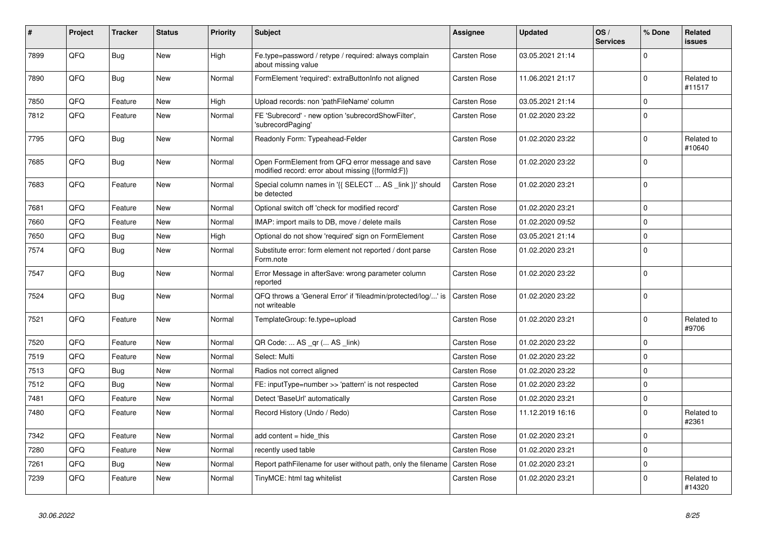| # | Project | Tracker | Status | Priority | Subject | Assignee | Updated | OS / Services | % Done | Related issues |
|---|---|---|---|---|---|---|---|---|---|---|
| 7899 | QFQ | Bug | New | High | Fe.type=password / retype / required: always complain about missing value | Carsten Rose | 03.05.2021 21:14 | | 0 | |
| 7890 | QFQ | Bug | New | Normal | FormElement 'required': extraButtonInfo not aligned | Carsten Rose | 11.06.2021 21:17 | | 0 | Related to #11517 |
| 7850 | QFQ | Feature | New | High | Upload records: non 'pathFileName' column | Carsten Rose | 03.05.2021 21:14 | | 0 | |
| 7812 | QFQ | Feature | New | Normal | FE 'Subrecord' - new option 'subrecordShowFilter', 'subrecordPaging' | Carsten Rose | 01.02.2020 23:22 | | 0 | |
| 7795 | QFQ | Bug | New | Normal | Readonly Form: Typeahead-Felder | Carsten Rose | 01.02.2020 23:22 | | 0 | Related to #10640 |
| 7685 | QFQ | Bug | New | Normal | Open FormElement from QFQ error message and save modified record: error about missing {{formId:F}} | Carsten Rose | 01.02.2020 23:22 | | 0 | |
| 7683 | QFQ | Feature | New | Normal | Special column names in '{{ SELECT ... AS _link }}' should be detected | Carsten Rose | 01.02.2020 23:21 | | 0 | |
| 7681 | QFQ | Feature | New | Normal | Optional switch off 'check for modified record' | Carsten Rose | 01.02.2020 23:21 | | 0 | |
| 7660 | QFQ | Feature | New | Normal | IMAP: import mails to DB, move / delete mails | Carsten Rose | 01.02.2020 09:52 | | 0 | |
| 7650 | QFQ | Bug | New | High | Optional do not show 'required' sign on FormElement | Carsten Rose | 03.05.2021 21:14 | | 0 | |
| 7574 | QFQ | Bug | New | Normal | Substitute error: form element not reported / dont parse Form.note | Carsten Rose | 01.02.2020 23:21 | | 0 | |
| 7547 | QFQ | Bug | New | Normal | Error Message in afterSave: wrong parameter column reported | Carsten Rose | 01.02.2020 23:22 | | 0 | |
| 7524 | QFQ | Bug | New | Normal | QFQ throws a 'General Error' if 'fileadmin/protected/log/...' is not writeable | Carsten Rose | 01.02.2020 23:22 | | 0 | |
| 7521 | QFQ | Feature | New | Normal | TemplateGroup: fe.type=upload | Carsten Rose | 01.02.2020 23:21 | | 0 | Related to #9706 |
| 7520 | QFQ | Feature | New | Normal | QR Code: ... AS _qr (... AS _link) | Carsten Rose | 01.02.2020 23:22 | | 0 | |
| 7519 | QFQ | Feature | New | Normal | Select: Multi | Carsten Rose | 01.02.2020 23:22 | | 0 | |
| 7513 | QFQ | Bug | New | Normal | Radios not correct aligned | Carsten Rose | 01.02.2020 23:22 | | 0 | |
| 7512 | QFQ | Bug | New | Normal | FE: inputType=number >> 'pattern' is not respected | Carsten Rose | 01.02.2020 23:22 | | 0 | |
| 7481 | QFQ | Feature | New | Normal | Detect 'BaseUrl' automatically | Carsten Rose | 01.02.2020 23:21 | | 0 | |
| 7480 | QFQ | Feature | New | Normal | Record History (Undo / Redo) | Carsten Rose | 11.12.2019 16:16 | | 0 | Related to #2361 |
| 7342 | QFQ | Feature | New | Normal | add content = hide_this | Carsten Rose | 01.02.2020 23:21 | | 0 | |
| 7280 | QFQ | Feature | New | Normal | recently used table | Carsten Rose | 01.02.2020 23:21 | | 0 | |
| 7261 | QFQ | Bug | New | Normal | Report pathFilename for user without path, only the filename | Carsten Rose | 01.02.2020 23:21 | | 0 | |
| 7239 | QFQ | Feature | New | Normal | TinyMCE: html tag whitelist | Carsten Rose | 01.02.2020 23:21 | | 0 | Related to #14320 |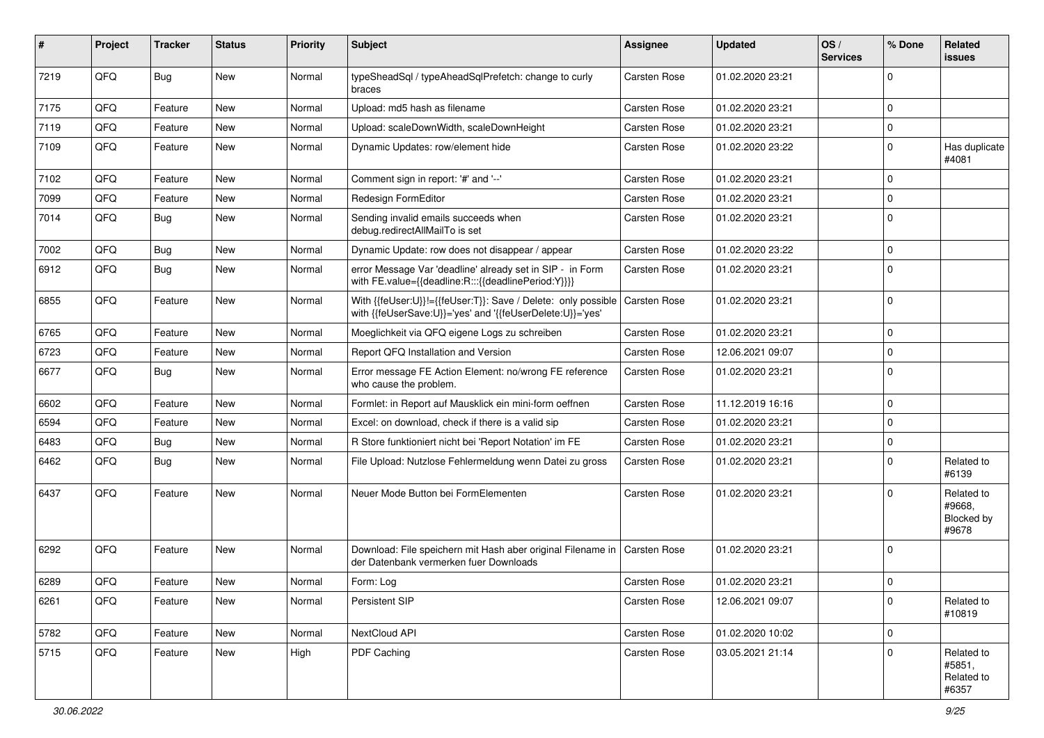| # | Project | Tracker | Status | Priority | Subject | Assignee | Updated | OS / Services | % Done | Related issues |
|---|---|---|---|---|---|---|---|---|---|---|
| 7219 | QFQ | Bug | New | Normal | typeSheadSql / typeAheadSqlPrefetch: change to curly braces | Carsten Rose | 01.02.2020 23:21 | | 0 | |
| 7175 | QFQ | Feature | New | Normal | Upload: md5 hash as filename | Carsten Rose | 01.02.2020 23:21 | | 0 | |
| 7119 | QFQ | Feature | New | Normal | Upload: scaleDownWidth, scaleDownHeight | Carsten Rose | 01.02.2020 23:21 | | 0 | |
| 7109 | QFQ | Feature | New | Normal | Dynamic Updates: row/element hide | Carsten Rose | 01.02.2020 23:22 | | 0 | Has duplicate #4081 |
| 7102 | QFQ | Feature | New | Normal | Comment sign in report: '#' and '--' | Carsten Rose | 01.02.2020 23:21 | | 0 | |
| 7099 | QFQ | Feature | New | Normal | Redesign FormEditor | Carsten Rose | 01.02.2020 23:21 | | 0 | |
| 7014 | QFQ | Bug | New | Normal | Sending invalid emails succeeds when debug.redirectAllMailTo is set | Carsten Rose | 01.02.2020 23:21 | | 0 | |
| 7002 | QFQ | Bug | New | Normal | Dynamic Update: row does not disappear / appear | Carsten Rose | 01.02.2020 23:22 | | 0 | |
| 6912 | QFQ | Bug | New | Normal | error Message Var 'deadline' already set in SIP - in Form with FE.value={{deadline:R:::{{deadlinePeriod:Y}}}} | Carsten Rose | 01.02.2020 23:21 | | 0 | |
| 6855 | QFQ | Feature | New | Normal | With {{feUser:U}}!={{feUser:T}}: Save / Delete: only possible with {{feUserSave:U}}='yes' and '{{feUserDelete:U}}='yes' | Carsten Rose | 01.02.2020 23:21 | | 0 | |
| 6765 | QFQ | Feature | New | Normal | Moeglichkeit via QFQ eigene Logs zu schreiben | Carsten Rose | 01.02.2020 23:21 | | 0 | |
| 6723 | QFQ | Feature | New | Normal | Report QFQ Installation and Version | Carsten Rose | 12.06.2021 09:07 | | 0 | |
| 6677 | QFQ | Bug | New | Normal | Error message FE Action Element: no/wrong FE reference who cause the problem. | Carsten Rose | 01.02.2020 23:21 | | 0 | |
| 6602 | QFQ | Feature | New | Normal | Formlet: in Report auf Mausklick ein mini-form oeffnen | Carsten Rose | 11.12.2019 16:16 | | 0 | |
| 6594 | QFQ | Feature | New | Normal | Excel: on download, check if there is a valid sip | Carsten Rose | 01.02.2020 23:21 | | 0 | |
| 6483 | QFQ | Bug | New | Normal | R Store funktioniert nicht bei 'Report Notation' im FE | Carsten Rose | 01.02.2020 23:21 | | 0 | |
| 6462 | QFQ | Bug | New | Normal | File Upload: Nutzlose Fehlermeldung wenn Datei zu gross | Carsten Rose | 01.02.2020 23:21 | | 0 | Related to #6139 |
| 6437 | QFQ | Feature | New | Normal | Neuer Mode Button bei FormElementen | Carsten Rose | 01.02.2020 23:21 | | 0 | Related to #9668, Blocked by #9678 |
| 6292 | QFQ | Feature | New | Normal | Download: File speichern mit Hash aber original Filename in der Datenbank vermerken fuer Downloads | Carsten Rose | 01.02.2020 23:21 | | 0 | |
| 6289 | QFQ | Feature | New | Normal | Form: Log | Carsten Rose | 01.02.2020 23:21 | | 0 | |
| 6261 | QFQ | Feature | New | Normal | Persistent SIP | Carsten Rose | 12.06.2021 09:07 | | 0 | Related to #10819 |
| 5782 | QFQ | Feature | New | Normal | NextCloud API | Carsten Rose | 01.02.2020 10:02 | | 0 | |
| 5715 | QFQ | Feature | New | High | PDF Caching | Carsten Rose | 03.05.2021 21:14 | | 0 | Related to #5851, Related to #6357 |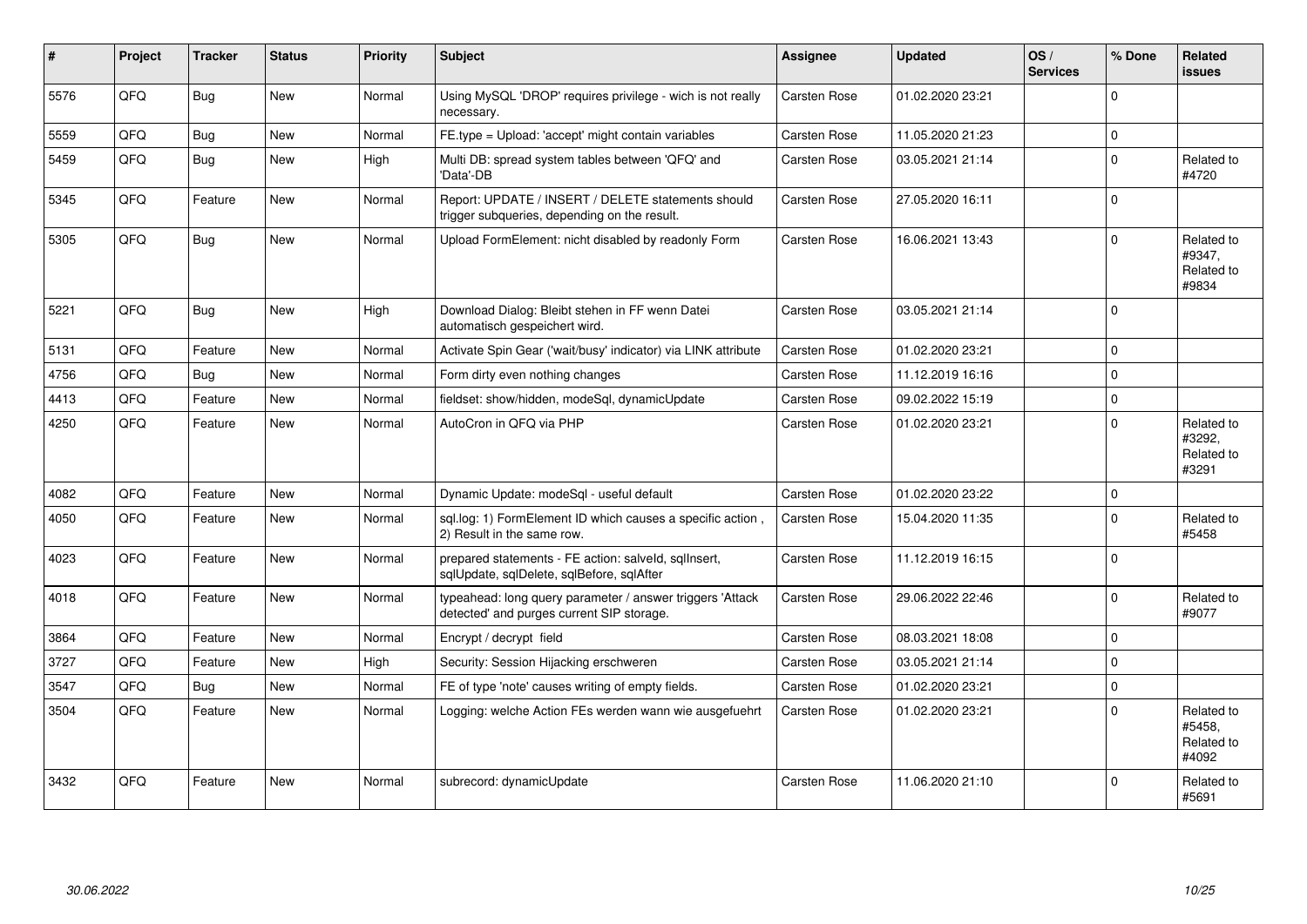| # | Project | Tracker | Status | Priority | Subject | Assignee | Updated | OS / Services | % Done | Related issues |
|---|---|---|---|---|---|---|---|---|---|---|
| 5576 | QFQ | Bug | New | Normal | Using MySQL 'DROP' requires privilege - wich is not really necessary. | Carsten Rose | 01.02.2020 23:21 | | 0 | |
| 5559 | QFQ | Bug | New | Normal | FE.type = Upload: 'accept' might contain variables | Carsten Rose | 11.05.2020 21:23 | | 0 | |
| 5459 | QFQ | Bug | New | High | Multi DB: spread system tables between 'QFQ' and 'Data'-DB | Carsten Rose | 03.05.2021 21:14 | | 0 | Related to #4720 |
| 5345 | QFQ | Feature | New | Normal | Report: UPDATE / INSERT / DELETE statements should trigger subqueries, depending on the result. | Carsten Rose | 27.05.2020 16:11 | | 0 | |
| 5305 | QFQ | Bug | New | Normal | Upload FormElement: nicht disabled by readonly Form | Carsten Rose | 16.06.2021 13:43 | | 0 | Related to #9347, Related to #9834 |
| 5221 | QFQ | Bug | New | High | Download Dialog: Bleibt stehen in FF wenn Datei automatisch gespeichert wird. | Carsten Rose | 03.05.2021 21:14 | | 0 | |
| 5131 | QFQ | Feature | New | Normal | Activate Spin Gear ('wait/busy' indicator) via LINK attribute | Carsten Rose | 01.02.2020 23:21 | | 0 | |
| 4756 | QFQ | Bug | New | Normal | Form dirty even nothing changes | Carsten Rose | 11.12.2019 16:16 | | 0 | |
| 4413 | QFQ | Feature | New | Normal | fieldset: show/hidden, modeSql, dynamicUpdate | Carsten Rose | 09.02.2022 15:19 | | 0 | |
| 4250 | QFQ | Feature | New | Normal | AutoCron in QFQ via PHP | Carsten Rose | 01.02.2020 23:21 | | 0 | Related to #3292, Related to #3291 |
| 4082 | QFQ | Feature | New | Normal | Dynamic Update: modeSql - useful default | Carsten Rose | 01.02.2020 23:22 | | 0 | |
| 4050 | QFQ | Feature | New | Normal | sql.log: 1) FormElement ID which causes a specific action , 2) Result in the same row. | Carsten Rose | 15.04.2020 11:35 | | 0 | Related to #5458 |
| 4023 | QFQ | Feature | New | Normal | prepared statements - FE action: salveId, sqlInsert, sqlUpdate, sqlDelete, sqlBefore, sqlAfter | Carsten Rose | 11.12.2019 16:15 | | 0 | |
| 4018 | QFQ | Feature | New | Normal | typeahead: long query parameter / answer triggers 'Attack detected' and purges current SIP storage. | Carsten Rose | 29.06.2022 22:46 | | 0 | Related to #9077 |
| 3864 | QFQ | Feature | New | Normal | Encrypt / decrypt field | Carsten Rose | 08.03.2021 18:08 | | 0 | |
| 3727 | QFQ | Feature | New | High | Security: Session Hijacking erschweren | Carsten Rose | 03.05.2021 21:14 | | 0 | |
| 3547 | QFQ | Bug | New | Normal | FE of type 'note' causes writing of empty fields. | Carsten Rose | 01.02.2020 23:21 | | 0 | |
| 3504 | QFQ | Feature | New | Normal | Logging: welche Action FEs werden wann wie ausgefuehrt | Carsten Rose | 01.02.2020 23:21 | | 0 | Related to #5458, Related to #4092 |
| 3432 | QFQ | Feature | New | Normal | subrecord: dynamicUpdate | Carsten Rose | 11.06.2020 21:10 | | 0 | Related to #5691 |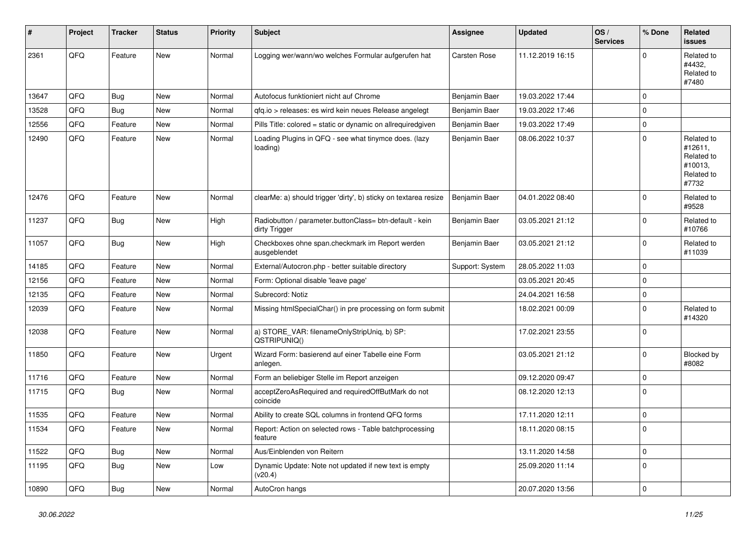| # | Project | Tracker | Status | Priority | Subject | Assignee | Updated | OS / Services | % Done | Related issues |
|---|---|---|---|---|---|---|---|---|---|---|
| 2361 | QFQ | Feature | New | Normal | Logging wer/wann/wo welches Formular aufgerufen hat | Carsten Rose | 11.12.2019 16:15 | | 0 | Related to #4432, Related to #7480 |
| 13647 | QFQ | Bug | New | Normal | Autofocus funktioniert nicht auf Chrome | Benjamin Baer | 19.03.2022 17:44 | | 0 | |
| 13528 | QFQ | Bug | New | Normal | qfq.io > releases: es wird kein neues Release angelegt | Benjamin Baer | 19.03.2022 17:46 | | 0 | |
| 12556 | QFQ | Feature | New | Normal | Pills Title: colored = static or dynamic on allrequiredgiven | Benjamin Baer | 19.03.2022 17:49 | | 0 | |
| 12490 | QFQ | Feature | New | Normal | Loading Plugins in QFQ - see what tinymce does. (lazy loading) | Benjamin Baer | 08.06.2022 10:37 | | 0 | Related to #12611, Related to #10013, Related to #7732 |
| 12476 | QFQ | Feature | New | Normal | clearMe: a) should trigger 'dirty', b) sticky on textarea resize | Benjamin Baer | 04.01.2022 08:40 | | 0 | Related to #9528 |
| 11237 | QFQ | Bug | New | High | Radiobutton / parameter.buttonClass= btn-default - kein dirty Trigger | Benjamin Baer | 03.05.2021 21:12 | | 0 | Related to #10766 |
| 11057 | QFQ | Bug | New | High | Checkboxes ohne span.checkmark im Report werden ausgeblendet | Benjamin Baer | 03.05.2021 21:12 | | 0 | Related to #11039 |
| 14185 | QFQ | Feature | New | Normal | External/Autocron.php - better suitable directory | Support: System | 28.05.2022 11:03 | | 0 | |
| 12156 | QFQ | Feature | New | Normal | Form: Optional disable 'leave page' | | 03.05.2021 20:45 | | 0 | |
| 12135 | QFQ | Feature | New | Normal | Subrecord: Notiz | | 24.04.2021 16:58 | | 0 | |
| 12039 | QFQ | Feature | New | Normal | Missing htmlSpecialChar() in pre processing on form submit | | 18.02.2021 00:09 | | 0 | Related to #14320 |
| 12038 | QFQ | Feature | New | Normal | a) STORE_VAR: filenameOnlyStripUniq, b) SP: QSTRIPUNIQ() | | 17.02.2021 23:55 | | 0 | |
| 11850 | QFQ | Feature | New | Urgent | Wizard Form: basierend auf einer Tabelle eine Form anlegen. | | 03.05.2021 21:12 | | 0 | Blocked by #8082 |
| 11716 | QFQ | Feature | New | Normal | Form an beliebiger Stelle im Report anzeigen | | 09.12.2020 09:47 | | 0 | |
| 11715 | QFQ | Bug | New | Normal | acceptZeroAsRequired and requiredOffButMark do not coincide | | 08.12.2020 12:13 | | 0 | |
| 11535 | QFQ | Feature | New | Normal | Ability to create SQL columns in frontend QFQ forms | | 17.11.2020 12:11 | | 0 | |
| 11534 | QFQ | Feature | New | Normal | Report: Action on selected rows - Table batchprocessing feature | | 18.11.2020 08:15 | | 0 | |
| 11522 | QFQ | Bug | New | Normal | Aus/Einblenden von Reitern | | 13.11.2020 14:58 | | 0 | |
| 11195 | QFQ | Bug | New | Low | Dynamic Update: Note not updated if new text is empty (v20.4) | | 25.09.2020 11:14 | | 0 | |
| 10890 | QFQ | Bug | New | Normal | AutoCron hangs | | 20.07.2020 13:56 | | 0 | |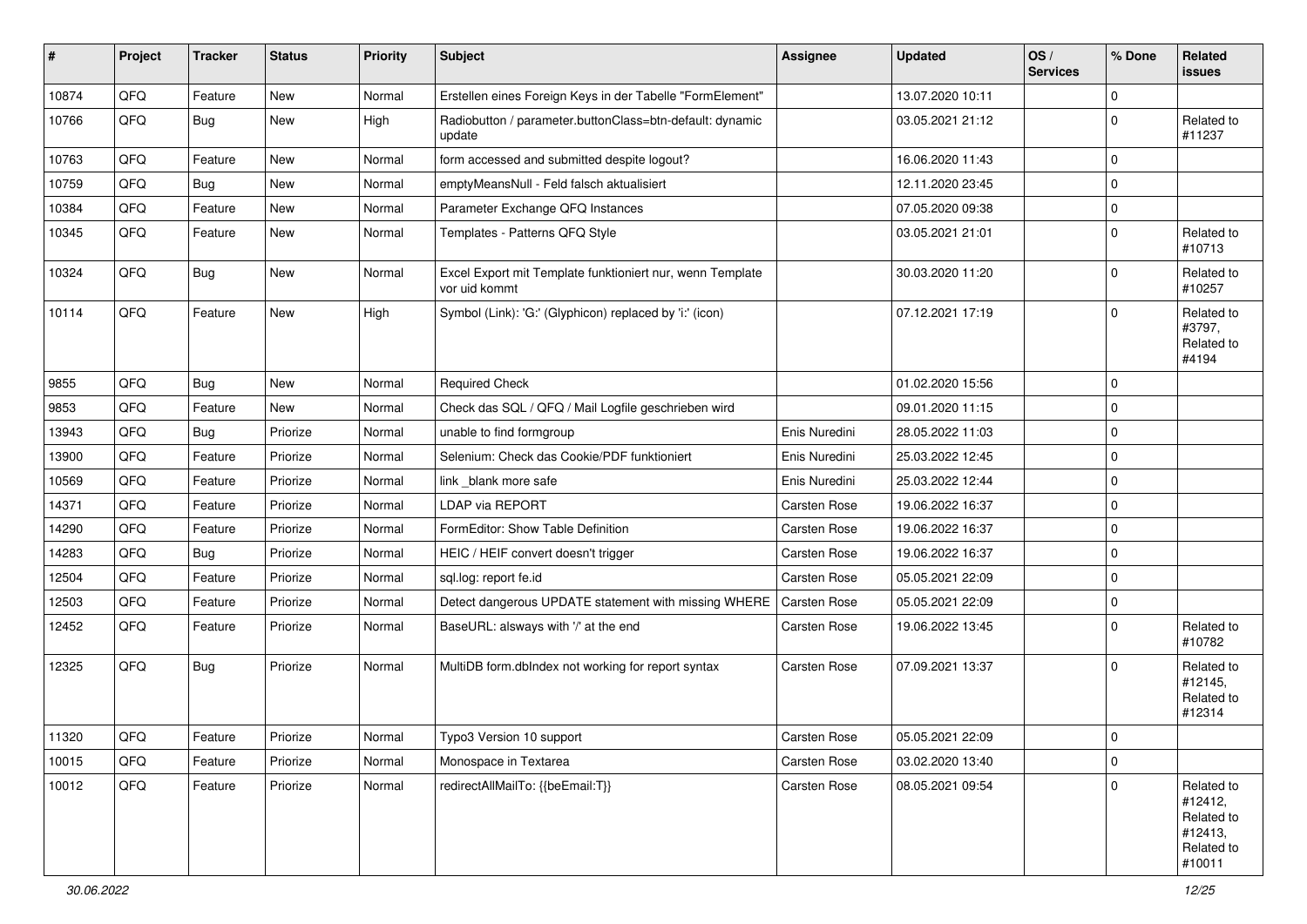| # | Project | Tracker | Status | Priority | Subject | Assignee | Updated | OS / Services | % Done | Related issues |
|---|---|---|---|---|---|---|---|---|---|---|
| 10874 | QFQ | Feature | New | Normal | Erstellen eines Foreign Keys in der Tabelle "FormElement" | | 13.07.2020 10:11 | | 0 | |
| 10766 | QFQ | Bug | New | High | Radiobutton / parameter.buttonClass=btn-default: dynamic update | | 03.05.2021 21:12 | | 0 | Related to #11237 |
| 10763 | QFQ | Feature | New | Normal | form accessed and submitted despite logout? | | 16.06.2020 11:43 | | 0 | |
| 10759 | QFQ | Bug | New | Normal | emptyMeansNull - Feld falsch aktualisiert | | 12.11.2020 23:45 | | 0 | |
| 10384 | QFQ | Feature | New | Normal | Parameter Exchange QFQ Instances | | 07.05.2020 09:38 | | 0 | |
| 10345 | QFQ | Feature | New | Normal | Templates - Patterns QFQ Style | | 03.05.2021 21:01 | | 0 | Related to #10713 |
| 10324 | QFQ | Bug | New | Normal | Excel Export mit Template funktioniert nur, wenn Template vor uid kommt | | 30.03.2020 11:20 | | 0 | Related to #10257 |
| 10114 | QFQ | Feature | New | High | Symbol (Link): 'G:' (Glyphicon) replaced by 'i:' (icon) | | 07.12.2021 17:19 | | 0 | Related to #3797, Related to #4194 |
| 9855 | QFQ | Bug | New | Normal | Required Check | | 01.02.2020 15:56 | | 0 | |
| 9853 | QFQ | Feature | New | Normal | Check das SQL / QFQ / Mail Logfile geschrieben wird | | 09.01.2020 11:15 | | 0 | |
| 13943 | QFQ | Bug | Priorize | Normal | unable to find formgroup | Enis Nuredini | 28.05.2022 11:03 | | 0 | |
| 13900 | QFQ | Feature | Priorize | Normal | Selenium: Check das Cookie/PDF funktioniert | Enis Nuredini | 25.03.2022 12:45 | | 0 | |
| 10569 | QFQ | Feature | Priorize | Normal | link _blank more safe | Enis Nuredini | 25.03.2022 12:44 | | 0 | |
| 14371 | QFQ | Feature | Priorize | Normal | LDAP via REPORT | Carsten Rose | 19.06.2022 16:37 | | 0 | |
| 14290 | QFQ | Feature | Priorize | Normal | FormEditor: Show Table Definition | Carsten Rose | 19.06.2022 16:37 | | 0 | |
| 14283 | QFQ | Bug | Priorize | Normal | HEIC / HEIF convert doesn't trigger | Carsten Rose | 19.06.2022 16:37 | | 0 | |
| 12504 | QFQ | Feature | Priorize | Normal | sql.log: report fe.id | Carsten Rose | 05.05.2021 22:09 | | 0 | |
| 12503 | QFQ | Feature | Priorize | Normal | Detect dangerous UPDATE statement with missing WHERE | Carsten Rose | 05.05.2021 22:09 | | 0 | |
| 12452 | QFQ | Feature | Priorize | Normal | BaseURL: alsways with '/' at the end | Carsten Rose | 19.06.2022 13:45 | | 0 | Related to #10782 |
| 12325 | QFQ | Bug | Priorize | Normal | MultiDB form.dbIndex not working for report syntax | Carsten Rose | 07.09.2021 13:37 | | 0 | Related to #12145, Related to #12314 |
| 11320 | QFQ | Feature | Priorize | Normal | Typo3 Version 10 support | Carsten Rose | 05.05.2021 22:09 | | 0 | |
| 10015 | QFQ | Feature | Priorize | Normal | Monospace in Textarea | Carsten Rose | 03.02.2020 13:40 | | 0 | |
| 10012 | QFQ | Feature | Priorize | Normal | redirectAllMailTo: {{beEmail:T}} | Carsten Rose | 08.05.2021 09:54 | | 0 | Related to #12412, Related to #12413, Related to #10011 |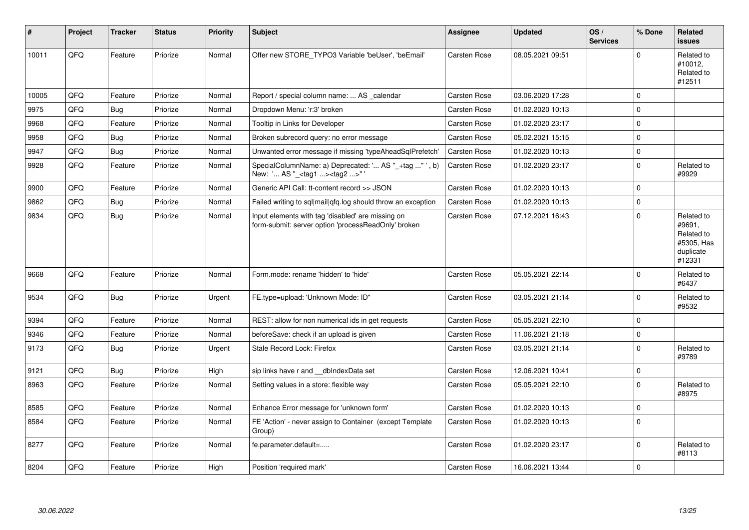| # | Project | Tracker | Status | Priority | Subject | Assignee | Updated | OS / Services | % Done | Related issues |
|---|---|---|---|---|---|---|---|---|---|---|
| 10011 | QFQ | Feature | Priorize | Normal | Offer new STORE_TYPO3 Variable 'beUser', 'beEmail' | Carsten Rose | 08.05.2021 09:51 | | 0 | Related to #10012, Related to #12511 |
| 10005 | QFQ | Feature | Priorize | Normal | Report / special column name: ... AS _calendar | Carsten Rose | 03.06.2020 17:28 | | 0 | |
| 9975 | QFQ | Bug | Priorize | Normal | Dropdown Menu: 'r:3' broken | Carsten Rose | 01.02.2020 10:13 | | 0 | |
| 9968 | QFQ | Feature | Priorize | Normal | Tooltip in Links for Developer | Carsten Rose | 01.02.2020 23:17 | | 0 | |
| 9958 | QFQ | Bug | Priorize | Normal | Broken subrecord query: no error message | Carsten Rose | 05.02.2021 15:15 | | 0 | |
| 9947 | QFQ | Bug | Priorize | Normal | Unwanted error message if missing 'typeAheadSqlPrefetch' | Carsten Rose | 01.02.2020 10:13 | | 0 | |
| 9928 | QFQ | Feature | Priorize | Normal | SpecialColumnName: a) Deprecated: '... AS "_+tag ..." ', b) New: '... AS "_<tag1 ...><tag2 ...>" ' | Carsten Rose | 01.02.2020 23:17 | | 0 | Related to #9929 |
| 9900 | QFQ | Feature | Priorize | Normal | Generic API Call: tt-content record >> JSON | Carsten Rose | 01.02.2020 10:13 | | 0 | |
| 9862 | QFQ | Bug | Priorize | Normal | Failed writing to sql\|mail\|qfq.log should throw an exception | Carsten Rose | 01.02.2020 10:13 | | 0 | |
| 9834 | QFQ | Bug | Priorize | Normal | Input elements with tag 'disabled' are missing on form-submit: server option 'processReadOnly' broken | Carsten Rose | 07.12.2021 16:43 | | 0 | Related to #9691, Related to #5305, Has duplicate #12331 |
| 9668 | QFQ | Feature | Priorize | Normal | Form.mode: rename 'hidden' to 'hide' | Carsten Rose | 05.05.2021 22:14 | | 0 | Related to #6437 |
| 9534 | QFQ | Bug | Priorize | Urgent | FE.type=upload: 'Unknown Mode: ID" | Carsten Rose | 03.05.2021 21:14 | | 0 | Related to #9532 |
| 9394 | QFQ | Feature | Priorize | Normal | REST: allow for non numerical ids in get requests | Carsten Rose | 05.05.2021 22:10 | | 0 | |
| 9346 | QFQ | Feature | Priorize | Normal | beforeSave: check if an upload is given | Carsten Rose | 11.06.2021 21:18 | | 0 | |
| 9173 | QFQ | Bug | Priorize | Urgent | Stale Record Lock: Firefox | Carsten Rose | 03.05.2021 21:14 | | 0 | Related to #9789 |
| 9121 | QFQ | Bug | Priorize | High | sip links have r and __dbIndexData set | Carsten Rose | 12.06.2021 10:41 | | 0 | |
| 8963 | QFQ | Feature | Priorize | Normal | Setting values in a store: flexible way | Carsten Rose | 05.05.2021 22:10 | | 0 | Related to #8975 |
| 8585 | QFQ | Feature | Priorize | Normal | Enhance Error message for 'unknown form' | Carsten Rose | 01.02.2020 10:13 | | 0 | |
| 8584 | QFQ | Feature | Priorize | Normal | FE 'Action' - never assign to Container (except Template Group) | Carsten Rose | 01.02.2020 10:13 | | 0 | |
| 8277 | QFQ | Feature | Priorize | Normal | fe.parameter.default=..... | Carsten Rose | 01.02.2020 23:17 | | 0 | Related to #8113 |
| 8204 | QFQ | Feature | Priorize | High | Position 'required mark' | Carsten Rose | 16.06.2021 13:44 | | 0 | |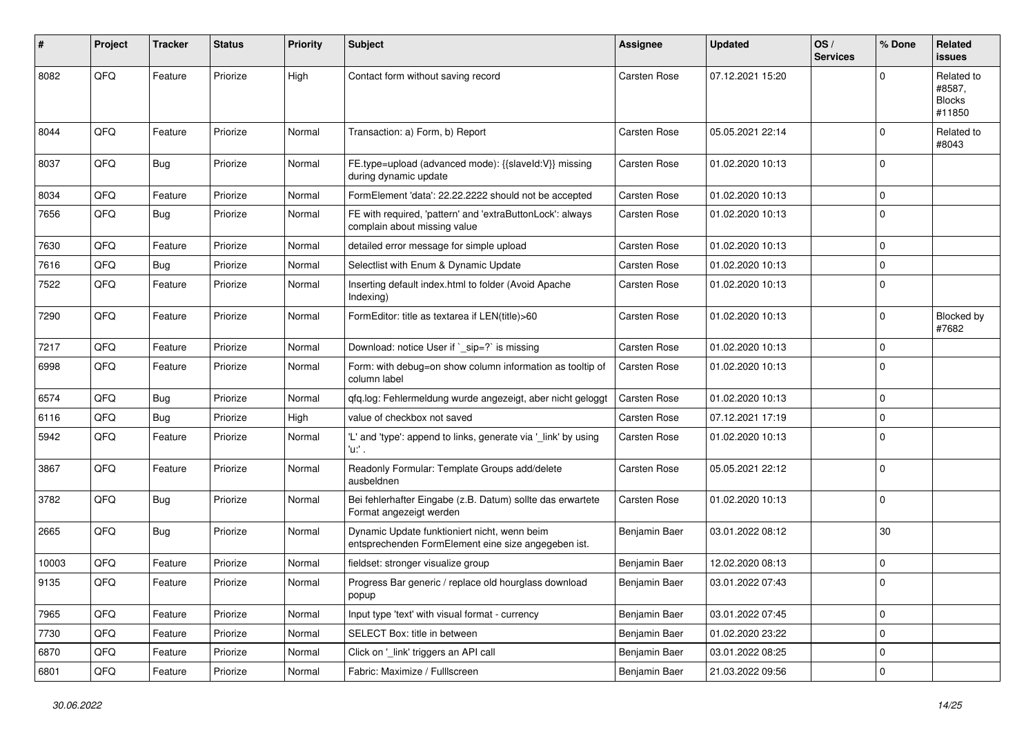| # | Project | Tracker | Status | Priority | Subject | Assignee | Updated | OS / Services | % Done | Related issues |
|---|---|---|---|---|---|---|---|---|---|---|
| 8082 | QFQ | Feature | Priorize | High | Contact form without saving record | Carsten Rose | 07.12.2021 15:20 | | 0 | Related to #8587, Blocks #11850 |
| 8044 | QFQ | Feature | Priorize | Normal | Transaction: a) Form, b) Report | Carsten Rose | 05.05.2021 22:14 | | 0 | Related to #8043 |
| 8037 | QFQ | Bug | Priorize | Normal | FE.type=upload (advanced mode): {{slaveId:V}} missing during dynamic update | Carsten Rose | 01.02.2020 10:13 | | 0 | |
| 8034 | QFQ | Feature | Priorize | Normal | FormElement 'data': 22.22.2222 should not be accepted | Carsten Rose | 01.02.2020 10:13 | | 0 | |
| 7656 | QFQ | Bug | Priorize | Normal | FE with required, 'pattern' and 'extraButtonLock': always complain about missing value | Carsten Rose | 01.02.2020 10:13 | | 0 | |
| 7630 | QFQ | Feature | Priorize | Normal | detailed error message for simple upload | Carsten Rose | 01.02.2020 10:13 | | 0 | |
| 7616 | QFQ | Bug | Priorize | Normal | Selectlist with Enum & Dynamic Update | Carsten Rose | 01.02.2020 10:13 | | 0 | |
| 7522 | QFQ | Feature | Priorize | Normal | Inserting default index.html to folder (Avoid Apache Indexing) | Carsten Rose | 01.02.2020 10:13 | | 0 | |
| 7290 | QFQ | Feature | Priorize | Normal | FormEditor: title as textarea if LEN(title)>60 | Carsten Rose | 01.02.2020 10:13 | | 0 | Blocked by #7682 |
| 7217 | QFQ | Feature | Priorize | Normal | Download: notice User if `_sip=?` is missing | Carsten Rose | 01.02.2020 10:13 | | 0 | |
| 6998 | QFQ | Feature | Priorize | Normal | Form: with debug=on show column information as tooltip of column label | Carsten Rose | 01.02.2020 10:13 | | 0 | |
| 6574 | QFQ | Bug | Priorize | Normal | qfq.log: Fehlermeldung wurde angezeigt, aber nicht geloggt | Carsten Rose | 01.02.2020 10:13 | | 0 | |
| 6116 | QFQ | Bug | Priorize | High | value of checkbox not saved | Carsten Rose | 07.12.2021 17:19 | | 0 | |
| 5942 | QFQ | Feature | Priorize | Normal | 'L' and 'type': append to links, generate via '_link' by using 'u:' . | Carsten Rose | 01.02.2020 10:13 | | 0 | |
| 3867 | QFQ | Feature | Priorize | Normal | Readonly Formular: Template Groups add/delete ausbeldnen | Carsten Rose | 05.05.2021 22:12 | | 0 | |
| 3782 | QFQ | Bug | Priorize | Normal | Bei fehlerhafter Eingabe (z.B. Datum) sollte das erwartete Format angezeigt werden | Carsten Rose | 01.02.2020 10:13 | | 0 | |
| 2665 | QFQ | Bug | Priorize | Normal | Dynamic Update funktioniert nicht, wenn beim entsprechenden FormElement eine size angegeben ist. | Benjamin Baer | 03.01.2022 08:12 | | 30 | |
| 10003 | QFQ | Feature | Priorize | Normal | fieldset: stronger visualize group | Benjamin Baer | 12.02.2020 08:13 | | 0 | |
| 9135 | QFQ | Feature | Priorize | Normal | Progress Bar generic / replace old hourglass download popup | Benjamin Baer | 03.01.2022 07:43 | | 0 | |
| 7965 | QFQ | Feature | Priorize | Normal | Input type 'text' with visual format - currency | Benjamin Baer | 03.01.2022 07:45 | | 0 | |
| 7730 | QFQ | Feature | Priorize | Normal | SELECT Box: title in between | Benjamin Baer | 01.02.2020 23:22 | | 0 | |
| 6870 | QFQ | Feature | Priorize | Normal | Click on '_link' triggers an API call | Benjamin Baer | 03.01.2022 08:25 | | 0 | |
| 6801 | QFQ | Feature | Priorize | Normal | Fabric: Maximize / Fulllscreen | Benjamin Baer | 21.03.2022 09:56 | | 0 | |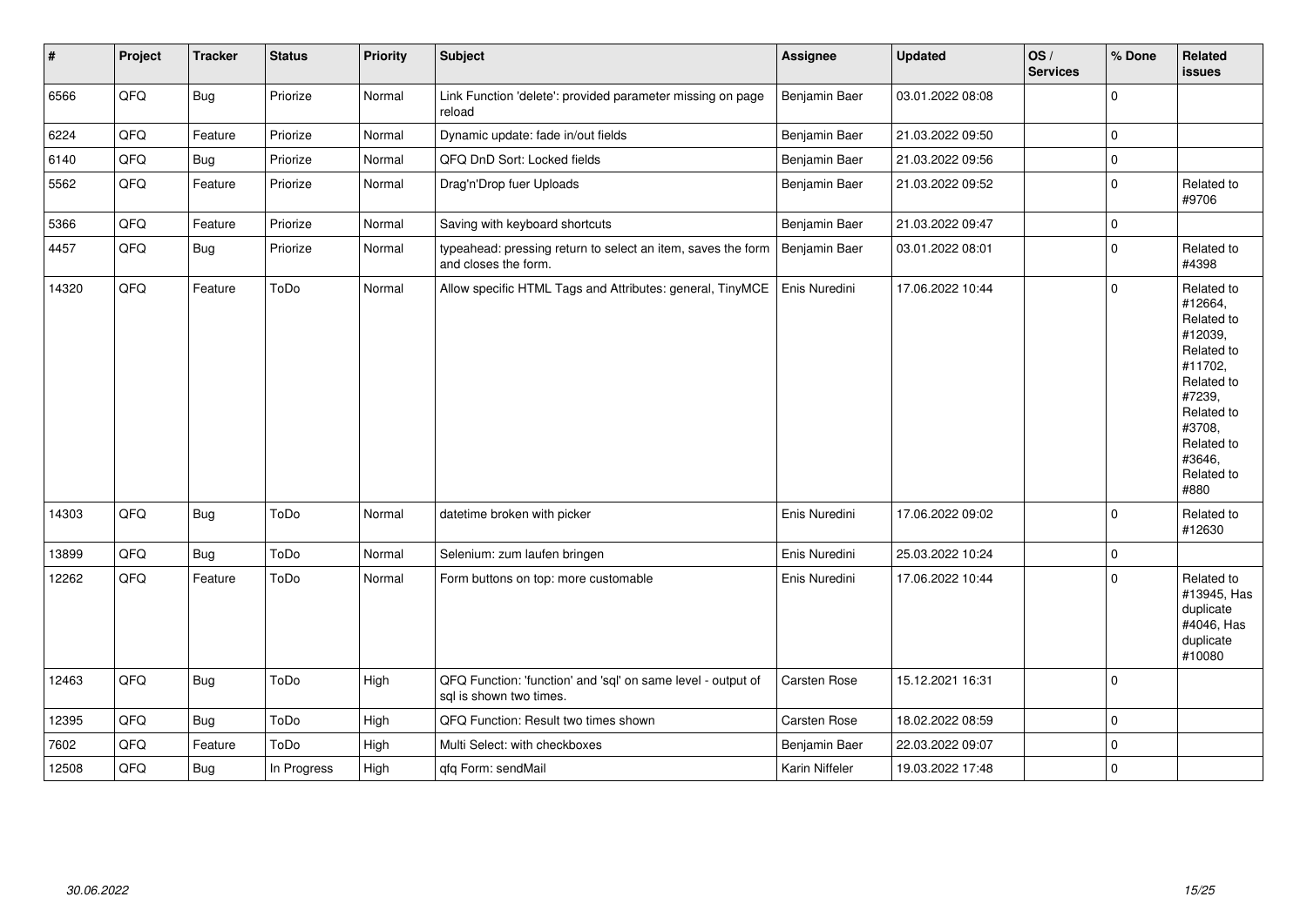| # | Project | Tracker | Status | Priority | Subject | Assignee | Updated | OS / Services | % Done | Related issues |
|---|---|---|---|---|---|---|---|---|---|---|
| 6566 | QFQ | Bug | Priorize | Normal | Link Function 'delete': provided parameter missing on page reload | Benjamin Baer | 03.01.2022 08:08 | | 0 | |
| 6224 | QFQ | Feature | Priorize | Normal | Dynamic update: fade in/out fields | Benjamin Baer | 21.03.2022 09:50 | | 0 | |
| 6140 | QFQ | Bug | Priorize | Normal | QFQ DnD Sort: Locked fields | Benjamin Baer | 21.03.2022 09:56 | | 0 | |
| 5562 | QFQ | Feature | Priorize | Normal | Drag'n'Drop fuer Uploads | Benjamin Baer | 21.03.2022 09:52 | | 0 | Related to #9706 |
| 5366 | QFQ | Feature | Priorize | Normal | Saving with keyboard shortcuts | Benjamin Baer | 21.03.2022 09:47 | | 0 | |
| 4457 | QFQ | Bug | Priorize | Normal | typeahead: pressing return to select an item, saves the form and closes the form. | Benjamin Baer | 03.01.2022 08:01 | | 0 | Related to #4398 |
| 14320 | QFQ | Feature | ToDo | Normal | Allow specific HTML Tags and Attributes: general, TinyMCE | Enis Nuredini | 17.06.2022 10:44 | | 0 | Related to #12664, Related to #12039, Related to #11702, Related to #7239, Related to #3708, Related to #3646, Related to #880 |
| 14303 | QFQ | Bug | ToDo | Normal | datetime broken with picker | Enis Nuredini | 17.06.2022 09:02 | | 0 | Related to #12630 |
| 13899 | QFQ | Bug | ToDo | Normal | Selenium: zum laufen bringen | Enis Nuredini | 25.03.2022 10:24 | | 0 | |
| 12262 | QFQ | Feature | ToDo | Normal | Form buttons on top: more customable | Enis Nuredini | 17.06.2022 10:44 | | 0 | Related to #13945, Has duplicate #4046, Has duplicate #10080 |
| 12463 | QFQ | Bug | ToDo | High | QFQ Function: 'function' and 'sql' on same level - output of sql is shown two times. | Carsten Rose | 15.12.2021 16:31 | | 0 | |
| 12395 | QFQ | Bug | ToDo | High | QFQ Function: Result two times shown | Carsten Rose | 18.02.2022 08:59 | | 0 | |
| 7602 | QFQ | Feature | ToDo | High | Multi Select: with checkboxes | Benjamin Baer | 22.03.2022 09:07 | | 0 | |
| 12508 | QFQ | Bug | In Progress | High | qfq Form: sendMail | Karin Niffeler | 19.03.2022 17:48 | | 0 | |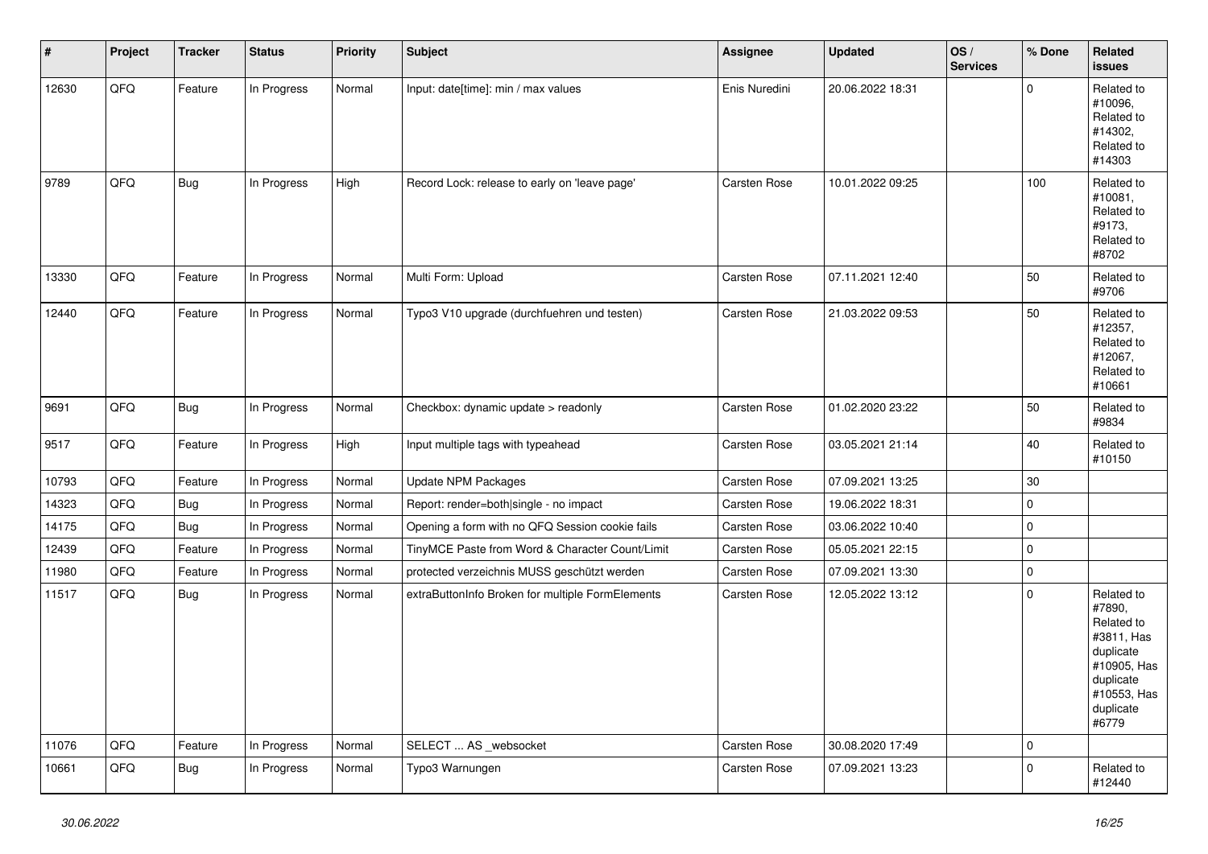| # | Project | Tracker | Status | Priority | Subject | Assignee | Updated | OS / Services | % Done | Related issues |
|---|---|---|---|---|---|---|---|---|---|---|
| 12630 | QFQ | Feature | In Progress | Normal | Input: date[time]: min / max values | Enis Nuredini | 20.06.2022 18:31 | | 0 | Related to #10096, Related to #14302, Related to #14303 |
| 9789 | QFQ | Bug | In Progress | High | Record Lock: release to early on 'leave page' | Carsten Rose | 10.01.2022 09:25 | | 100 | Related to #10081, Related to #9173, Related to #8702 |
| 13330 | QFQ | Feature | In Progress | Normal | Multi Form: Upload | Carsten Rose | 07.11.2021 12:40 | | 50 | Related to #9706 |
| 12440 | QFQ | Feature | In Progress | Normal | Typo3 V10 upgrade (durchfuehren und testen) | Carsten Rose | 21.03.2022 09:53 | | 50 | Related to #12357, Related to #12067, Related to #10661 |
| 9691 | QFQ | Bug | In Progress | Normal | Checkbox: dynamic update > readonly | Carsten Rose | 01.02.2020 23:22 | | 50 | Related to #9834 |
| 9517 | QFQ | Feature | In Progress | High | Input multiple tags with typeahead | Carsten Rose | 03.05.2021 21:14 | | 40 | Related to #10150 |
| 10793 | QFQ | Feature | In Progress | Normal | Update NPM Packages | Carsten Rose | 07.09.2021 13:25 | | 30 | |
| 14323 | QFQ | Bug | In Progress | Normal | Report: render=both\|single - no impact | Carsten Rose | 19.06.2022 18:31 | | 0 | |
| 14175 | QFQ | Bug | In Progress | Normal | Opening a form with no QFQ Session cookie fails | Carsten Rose | 03.06.2022 10:40 | | 0 | |
| 12439 | QFQ | Feature | In Progress | Normal | TinyMCE Paste from Word & Character Count/Limit | Carsten Rose | 05.05.2021 22:15 | | 0 | |
| 11980 | QFQ | Feature | In Progress | Normal | protected verzeichnis MUSS geschützt werden | Carsten Rose | 07.09.2021 13:30 | | 0 | |
| 11517 | QFQ | Bug | In Progress | Normal | extraButtonInfo Broken for multiple FormElements | Carsten Rose | 12.05.2022 13:12 | | 0 | Related to #7890, Related to #3811, Has duplicate #10905, Has duplicate #10553, Has duplicate #6779 |
| 11076 | QFQ | Feature | In Progress | Normal | SELECT ... AS _websocket | Carsten Rose | 30.08.2020 17:49 | | 0 | |
| 10661 | QFQ | Bug | In Progress | Normal | Typo3 Warnungen | Carsten Rose | 07.09.2021 13:23 | | 0 | Related to #12440 |

*30.06.2022*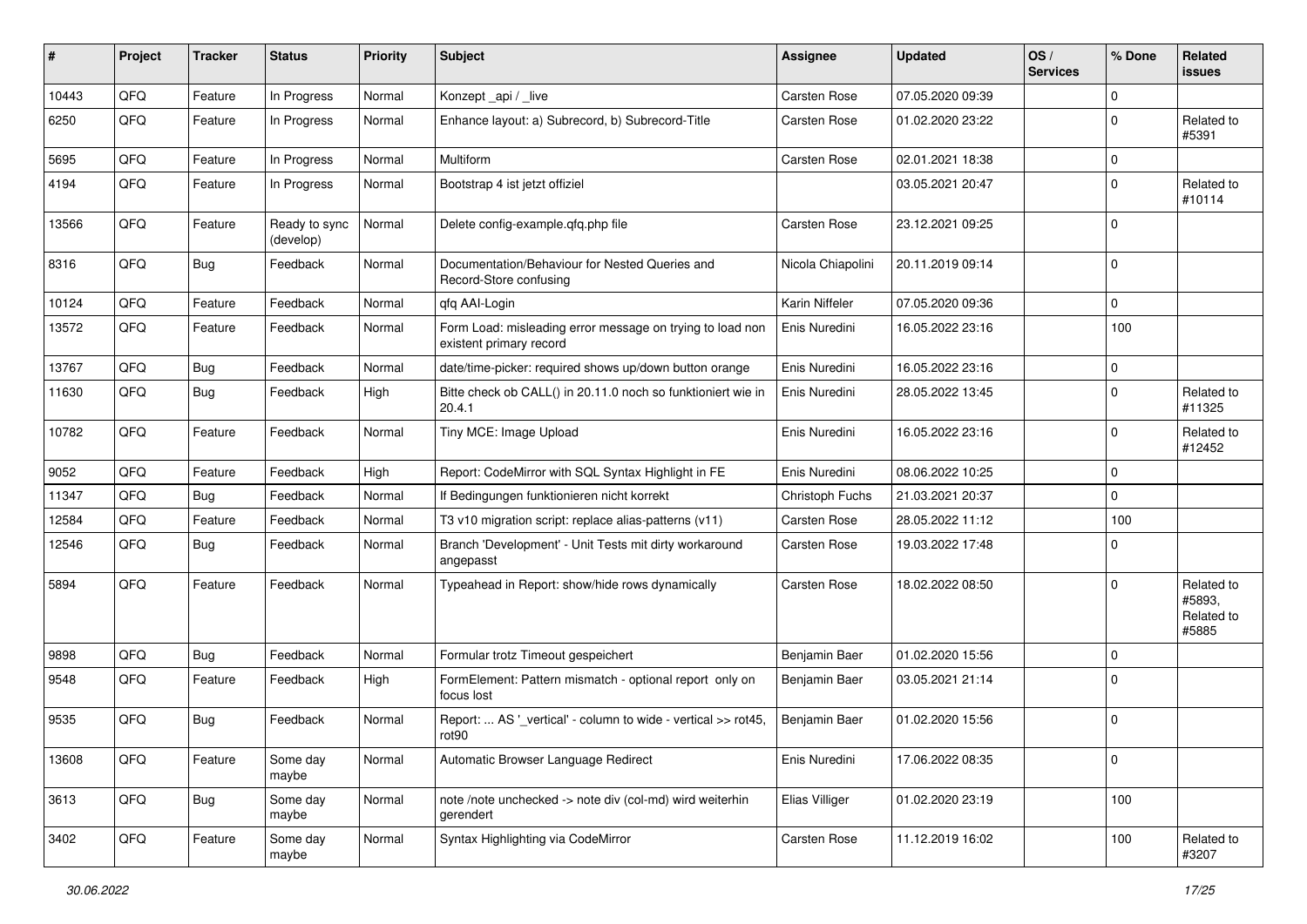| # | Project | Tracker | Status | Priority | Subject | Assignee | Updated | OS / Services | % Done | Related issues |
|---|---|---|---|---|---|---|---|---|---|---|
| 10443 | QFQ | Feature | In Progress | Normal | Konzept _api / _live | Carsten Rose | 07.05.2020 09:39 | | 0 | |
| 6250 | QFQ | Feature | In Progress | Normal | Enhance layout: a) Subrecord, b) Subrecord-Title | Carsten Rose | 01.02.2020 23:22 | | 0 | Related to #5391 |
| 5695 | QFQ | Feature | In Progress | Normal | Multiform | Carsten Rose | 02.01.2021 18:38 | | 0 | |
| 4194 | QFQ | Feature | In Progress | Normal | Bootstrap 4 ist jetzt offiziel | | 03.05.2021 20:47 | | 0 | Related to #10114 |
| 13566 | QFQ | Feature | Ready to sync (develop) | Normal | Delete config-example.qfq.php file | Carsten Rose | 23.12.2021 09:25 | | 0 | |
| 8316 | QFQ | Bug | Feedback | Normal | Documentation/Behaviour for Nested Queries and Record-Store confusing | Nicola Chiapolini | 20.11.2019 09:14 | | 0 | |
| 10124 | QFQ | Feature | Feedback | Normal | qfq AAI-Login | Karin Niffeler | 07.05.2020 09:36 | | 0 | |
| 13572 | QFQ | Feature | Feedback | Normal | Form Load: misleading error message on trying to load non existent primary record | Enis Nuredini | 16.05.2022 23:16 | | 100 | |
| 13767 | QFQ | Bug | Feedback | Normal | date/time-picker: required shows up/down button orange | Enis Nuredini | 16.05.2022 23:16 | | 0 | |
| 11630 | QFQ | Bug | Feedback | High | Bitte check ob CALL() in 20.11.0 noch so funktioniert wie in 20.4.1 | Enis Nuredini | 28.05.2022 13:45 | | 0 | Related to #11325 |
| 10782 | QFQ | Feature | Feedback | Normal | Tiny MCE: Image Upload | Enis Nuredini | 16.05.2022 23:16 | | 0 | Related to #12452 |
| 9052 | QFQ | Feature | Feedback | High | Report: CodeMirror with SQL Syntax Highlight in FE | Enis Nuredini | 08.06.2022 10:25 | | 0 | |
| 11347 | QFQ | Bug | Feedback | Normal | If Bedingungen funktionieren nicht korrekt | Christoph Fuchs | 21.03.2021 20:37 | | 0 | |
| 12584 | QFQ | Feature | Feedback | Normal | T3 v10 migration script: replace alias-patterns (v11) | Carsten Rose | 28.05.2022 11:12 | | 100 | |
| 12546 | QFQ | Bug | Feedback | Normal | Branch 'Development' - Unit Tests mit dirty workaround angepasst | Carsten Rose | 19.03.2022 17:48 | | 0 | |
| 5894 | QFQ | Feature | Feedback | Normal | Typeahead in Report: show/hide rows dynamically | Carsten Rose | 18.02.2022 08:50 | | 0 | Related to #5893, Related to #5885 |
| 9898 | QFQ | Bug | Feedback | Normal | Formular trotz Timeout gespeichert | Benjamin Baer | 01.02.2020 15:56 | | 0 | |
| 9548 | QFQ | Feature | Feedback | High | FormElement: Pattern mismatch - optional report only on focus lost | Benjamin Baer | 03.05.2021 21:14 | | 0 | |
| 9535 | QFQ | Bug | Feedback | Normal | Report: ... AS '_vertical' - column to wide - vertical >> rot45, rot90 | Benjamin Baer | 01.02.2020 15:56 | | 0 | |
| 13608 | QFQ | Feature | Some day maybe | Normal | Automatic Browser Language Redirect | Enis Nuredini | 17.06.2022 08:35 | | 0 | |
| 3613 | QFQ | Bug | Some day maybe | Normal | note /note unchecked -> note div (col-md) wird weiterhin gerendert | Elias Villiger | 01.02.2020 23:19 | | 100 | |
| 3402 | QFQ | Feature | Some day maybe | Normal | Syntax Highlighting via CodeMirror | Carsten Rose | 11.12.2019 16:02 | | 100 | Related to #3207 |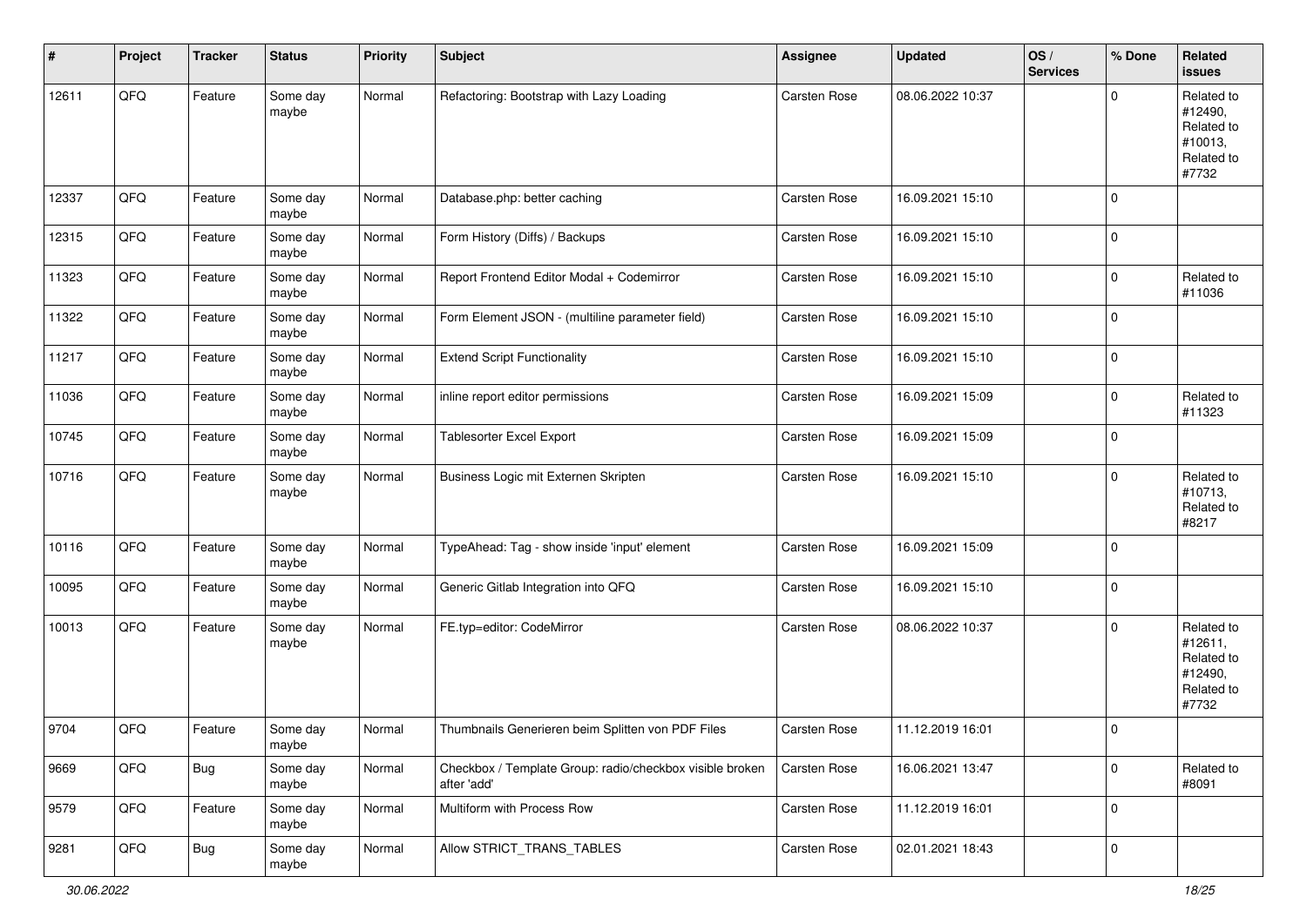| # | Project | Tracker | Status | Priority | Subject | Assignee | Updated | OS / Services | % Done | Related issues |
|---|---|---|---|---|---|---|---|---|---|---|
| 12611 | QFQ | Feature | Some day maybe | Normal | Refactoring: Bootstrap with Lazy Loading | Carsten Rose | 08.06.2022 10:37 | | 0 | Related to #12490, Related to #10013, Related to #7732 |
| 12337 | QFQ | Feature | Some day maybe | Normal | Database.php: better caching | Carsten Rose | 16.09.2021 15:10 | | 0 | |
| 12315 | QFQ | Feature | Some day maybe | Normal | Form History (Diffs) / Backups | Carsten Rose | 16.09.2021 15:10 | | 0 | |
| 11323 | QFQ | Feature | Some day maybe | Normal | Report Frontend Editor Modal + Codemirror | Carsten Rose | 16.09.2021 15:10 | | 0 | Related to #11036 |
| 11322 | QFQ | Feature | Some day maybe | Normal | Form Element JSON - (multiline parameter field) | Carsten Rose | 16.09.2021 15:10 | | 0 | |
| 11217 | QFQ | Feature | Some day maybe | Normal | Extend Script Functionality | Carsten Rose | 16.09.2021 15:10 | | 0 | |
| 11036 | QFQ | Feature | Some day maybe | Normal | inline report editor permissions | Carsten Rose | 16.09.2021 15:09 | | 0 | Related to #11323 |
| 10745 | QFQ | Feature | Some day maybe | Normal | Tablesorter Excel Export | Carsten Rose | 16.09.2021 15:09 | | 0 | |
| 10716 | QFQ | Feature | Some day maybe | Normal | Business Logic mit Externen Skripten | Carsten Rose | 16.09.2021 15:10 | | 0 | Related to #10713, Related to #8217 |
| 10116 | QFQ | Feature | Some day maybe | Normal | TypeAhead: Tag - show inside 'input' element | Carsten Rose | 16.09.2021 15:09 | | 0 | |
| 10095 | QFQ | Feature | Some day maybe | Normal | Generic Gitlab Integration into QFQ | Carsten Rose | 16.09.2021 15:10 | | 0 | |
| 10013 | QFQ | Feature | Some day maybe | Normal | FE.typ=editor: CodeMirror | Carsten Rose | 08.06.2022 10:37 | | 0 | Related to #12611, Related to #12490, Related to #7732 |
| 9704 | QFQ | Feature | Some day maybe | Normal | Thumbnails Generieren beim Splitten von PDF Files | Carsten Rose | 11.12.2019 16:01 | | 0 | |
| 9669 | QFQ | Bug | Some day maybe | Normal | Checkbox / Template Group: radio/checkbox visible broken after 'add' | Carsten Rose | 16.06.2021 13:47 | | 0 | Related to #8091 |
| 9579 | QFQ | Feature | Some day maybe | Normal | Multiform with Process Row | Carsten Rose | 11.12.2019 16:01 | | 0 | |
| 9281 | QFQ | Bug | Some day maybe | Normal | Allow STRICT_TRANS_TABLES | Carsten Rose | 02.01.2021 18:43 | | 0 | |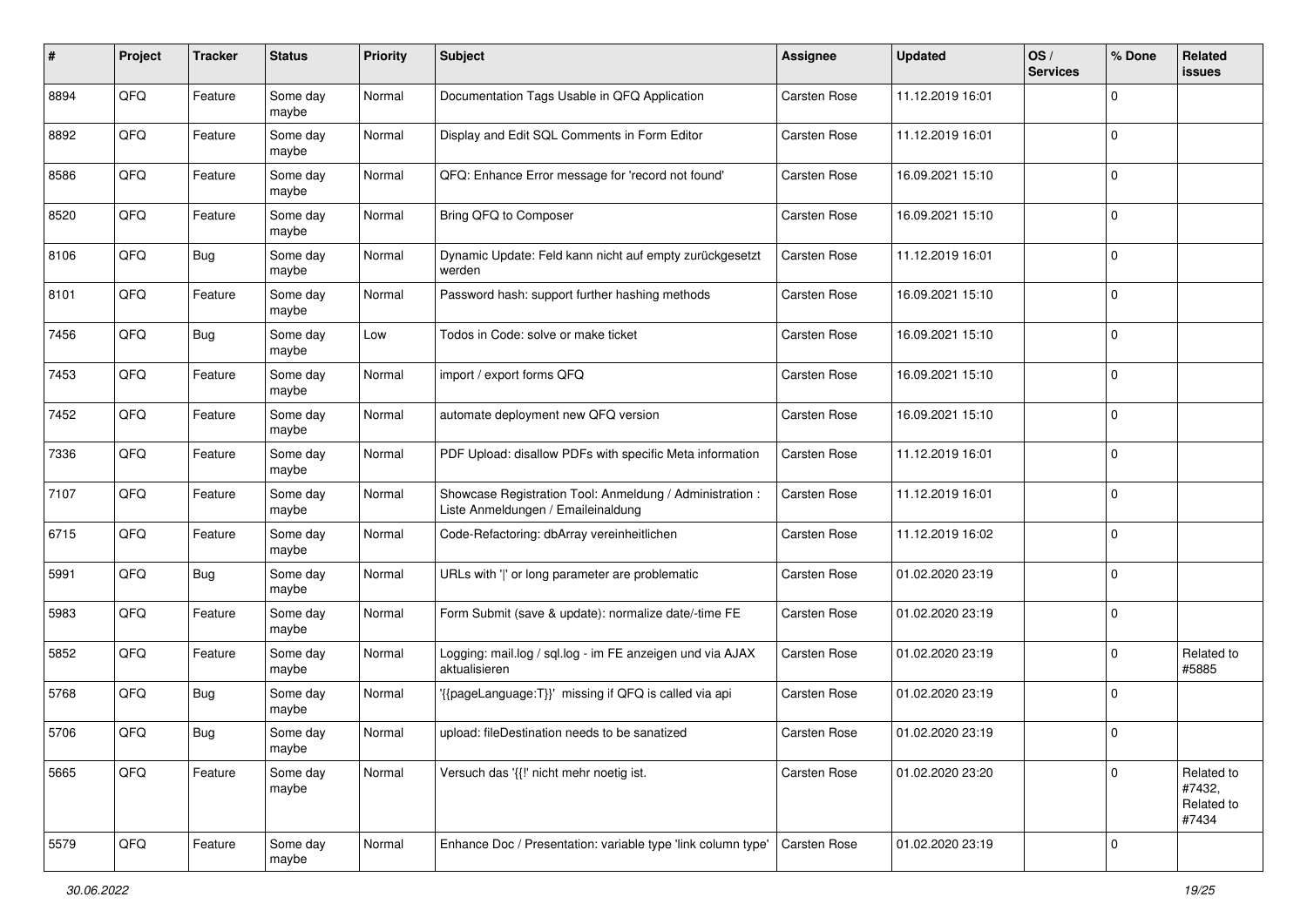| # | Project | Tracker | Status | Priority | Subject | Assignee | Updated | OS / Services | % Done | Related issues |
|---|---|---|---|---|---|---|---|---|---|---|
| 8894 | QFQ | Feature | Some day maybe | Normal | Documentation Tags Usable in QFQ Application | Carsten Rose | 11.12.2019 16:01 | | 0 | |
| 8892 | QFQ | Feature | Some day maybe | Normal | Display and Edit SQL Comments in Form Editor | Carsten Rose | 11.12.2019 16:01 | | 0 | |
| 8586 | QFQ | Feature | Some day maybe | Normal | QFQ: Enhance Error message for 'record not found' | Carsten Rose | 16.09.2021 15:10 | | 0 | |
| 8520 | QFQ | Feature | Some day maybe | Normal | Bring QFQ to Composer | Carsten Rose | 16.09.2021 15:10 | | 0 | |
| 8106 | QFQ | Bug | Some day maybe | Normal | Dynamic Update: Feld kann nicht auf empty zurückgesetzt werden | Carsten Rose | 11.12.2019 16:01 | | 0 | |
| 8101 | QFQ | Feature | Some day maybe | Normal | Password hash: support further hashing methods | Carsten Rose | 16.09.2021 15:10 | | 0 | |
| 7456 | QFQ | Bug | Some day maybe | Low | Todos in Code: solve or make ticket | Carsten Rose | 16.09.2021 15:10 | | 0 | |
| 7453 | QFQ | Feature | Some day maybe | Normal | import / export forms QFQ | Carsten Rose | 16.09.2021 15:10 | | 0 | |
| 7452 | QFQ | Feature | Some day maybe | Normal | automate deployment new QFQ version | Carsten Rose | 16.09.2021 15:10 | | 0 | |
| 7336 | QFQ | Feature | Some day maybe | Normal | PDF Upload: disallow PDFs with specific Meta information | Carsten Rose | 11.12.2019 16:01 | | 0 | |
| 7107 | QFQ | Feature | Some day maybe | Normal | Showcase Registration Tool: Anmeldung / Administration : Liste Anmeldungen / Emaileinaldung | Carsten Rose | 11.12.2019 16:01 | | 0 | |
| 6715 | QFQ | Feature | Some day maybe | Normal | Code-Refactoring: dbArray vereinheitlichen | Carsten Rose | 11.12.2019 16:02 | | 0 | |
| 5991 | QFQ | Bug | Some day maybe | Normal | URLs with '|' or long parameter are problematic | Carsten Rose | 01.02.2020 23:19 | | 0 | |
| 5983 | QFQ | Feature | Some day maybe | Normal | Form Submit (save & update): normalize date/-time FE | Carsten Rose | 01.02.2020 23:19 | | 0 | |
| 5852 | QFQ | Feature | Some day maybe | Normal | Logging: mail.log / sql.log - im FE anzeigen und via AJAX aktualisieren | Carsten Rose | 01.02.2020 23:19 | | 0 | Related to #5885 |
| 5768 | QFQ | Bug | Some day maybe | Normal | '{{pageLanguage:T}}' missing if QFQ is called via api | Carsten Rose | 01.02.2020 23:19 | | 0 | |
| 5706 | QFQ | Bug | Some day maybe | Normal | upload: fileDestination needs to be sanatized | Carsten Rose | 01.02.2020 23:19 | | 0 | |
| 5665 | QFQ | Feature | Some day maybe | Normal | Versuch das '{{!' nicht mehr noetig ist. | Carsten Rose | 01.02.2020 23:20 | | 0 | Related to #7432, Related to #7434 |
| 5579 | QFQ | Feature | Some day maybe | Normal | Enhance Doc / Presentation: variable type 'link column type' | Carsten Rose | 01.02.2020 23:19 | | 0 | |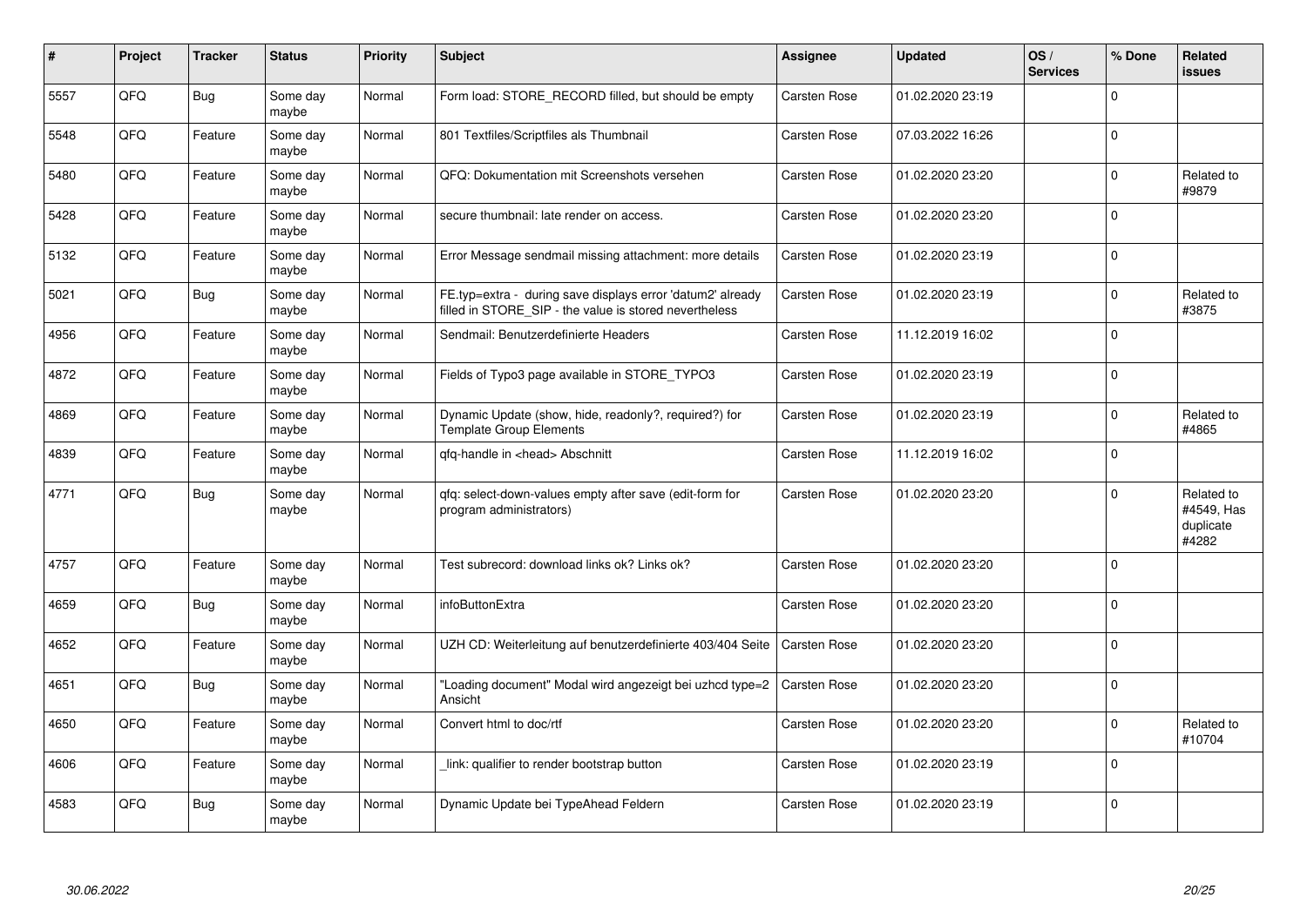| # | Project | Tracker | Status | Priority | Subject | Assignee | Updated | OS / Services | % Done | Related issues |
|---|---|---|---|---|---|---|---|---|---|---|
| 5557 | QFQ | Bug | Some day maybe | Normal | Form load: STORE_RECORD filled, but should be empty | Carsten Rose | 01.02.2020 23:19 | | 0 | |
| 5548 | QFQ | Feature | Some day maybe | Normal | 801 Textfiles/Scriptfiles als Thumbnail | Carsten Rose | 07.03.2022 16:26 | | 0 | |
| 5480 | QFQ | Feature | Some day maybe | Normal | QFQ: Dokumentation mit Screenshots versehen | Carsten Rose | 01.02.2020 23:20 | | 0 | Related to #9879 |
| 5428 | QFQ | Feature | Some day maybe | Normal | secure thumbnail: late render on access. | Carsten Rose | 01.02.2020 23:20 | | 0 | |
| 5132 | QFQ | Feature | Some day maybe | Normal | Error Message sendmail missing attachment: more details | Carsten Rose | 01.02.2020 23:19 | | 0 | |
| 5021 | QFQ | Bug | Some day maybe | Normal | FE.typ=extra - during save displays error 'datum2' already filled in STORE_SIP - the value is stored nevertheless | Carsten Rose | 01.02.2020 23:19 | | 0 | Related to #3875 |
| 4956 | QFQ | Feature | Some day maybe | Normal | Sendmail: Benutzerdefinierte Headers | Carsten Rose | 11.12.2019 16:02 | | 0 | |
| 4872 | QFQ | Feature | Some day maybe | Normal | Fields of Typo3 page available in STORE_TYPO3 | Carsten Rose | 01.02.2020 23:19 | | 0 | |
| 4869 | QFQ | Feature | Some day maybe | Normal | Dynamic Update (show, hide, readonly?, required?) for Template Group Elements | Carsten Rose | 01.02.2020 23:19 | | 0 | Related to #4865 |
| 4839 | QFQ | Feature | Some day maybe | Normal | qfq-handle in <head> Abschnitt | Carsten Rose | 11.12.2019 16:02 | | 0 | |
| 4771 | QFQ | Bug | Some day maybe | Normal | qfq: select-down-values empty after save (edit-form for program administrators) | Carsten Rose | 01.02.2020 23:20 | | 0 | Related to #4549, Has duplicate #4282 |
| 4757 | QFQ | Feature | Some day maybe | Normal | Test subrecord: download links ok? Links ok? | Carsten Rose | 01.02.2020 23:20 | | 0 | |
| 4659 | QFQ | Bug | Some day maybe | Normal | infoButtonExtra | Carsten Rose | 01.02.2020 23:20 | | 0 | |
| 4652 | QFQ | Feature | Some day maybe | Normal | UZH CD: Weiterleitung auf benutzerdefinierte 403/404 Seite | Carsten Rose | 01.02.2020 23:20 | | 0 | |
| 4651 | QFQ | Bug | Some day maybe | Normal | "Loading document" Modal wird angezeigt bei uzhcd type=2 Ansicht | Carsten Rose | 01.02.2020 23:20 | | 0 | |
| 4650 | QFQ | Feature | Some day maybe | Normal | Convert html to doc/rtf | Carsten Rose | 01.02.2020 23:20 | | 0 | Related to #10704 |
| 4606 | QFQ | Feature | Some day maybe | Normal | _link: qualifier to render bootstrap button | Carsten Rose | 01.02.2020 23:19 | | 0 | |
| 4583 | QFQ | Bug | Some day maybe | Normal | Dynamic Update bei TypeAhead Feldern | Carsten Rose | 01.02.2020 23:19 | | 0 | |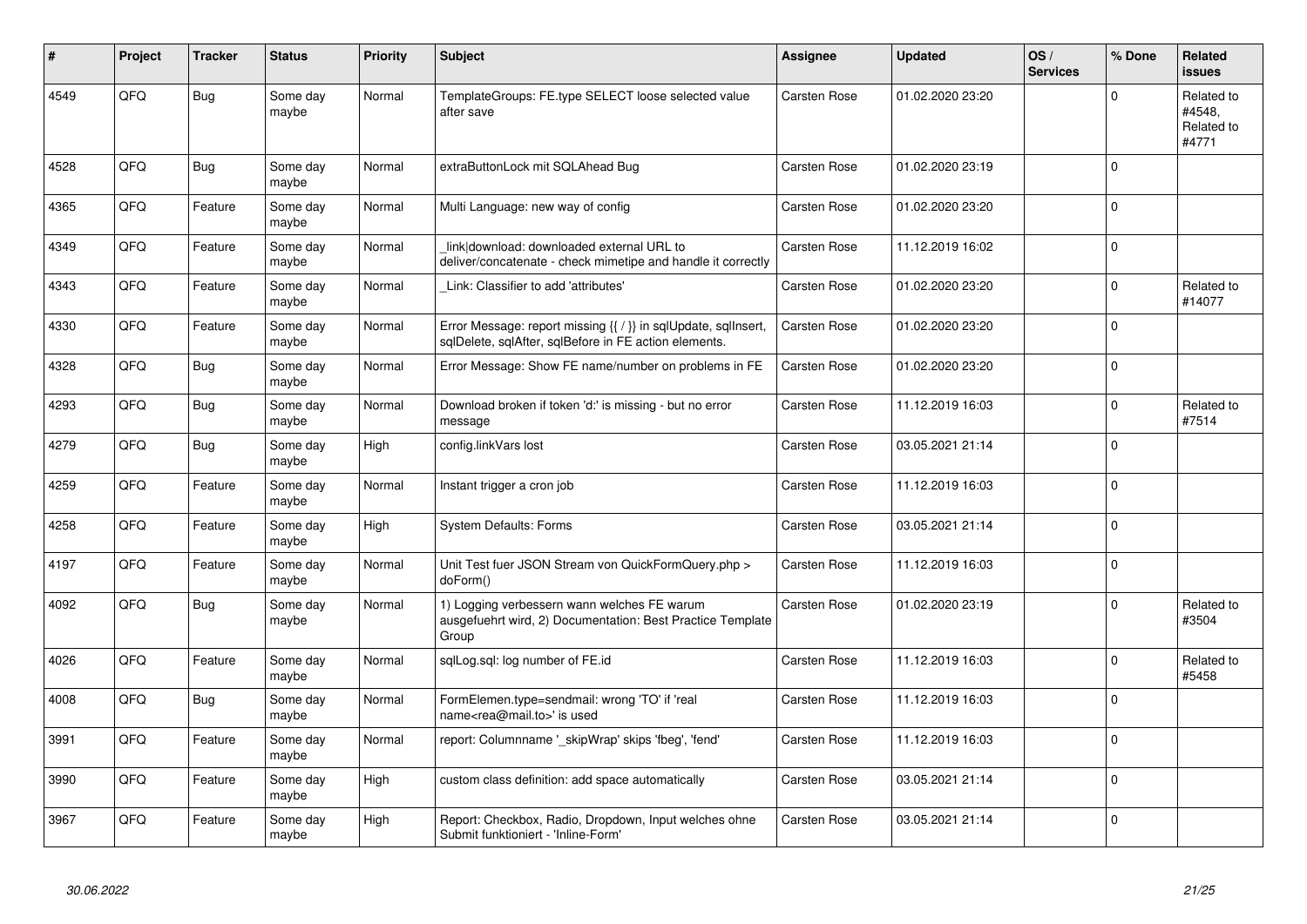| # | Project | Tracker | Status | Priority | Subject | Assignee | Updated | OS / Services | % Done | Related issues |
|---|---|---|---|---|---|---|---|---|---|---|
| 4549 | QFQ | Bug | Some day maybe | Normal | TemplateGroups: FE.type SELECT loose selected value after save | Carsten Rose | 01.02.2020 23:20 | | 0 | Related to #4548, Related to #4771 |
| 4528 | QFQ | Bug | Some day maybe | Normal | extraButtonLock mit SQLAhead Bug | Carsten Rose | 01.02.2020 23:19 | | 0 | |
| 4365 | QFQ | Feature | Some day maybe | Normal | Multi Language: new way of config | Carsten Rose | 01.02.2020 23:20 | | 0 | |
| 4349 | QFQ | Feature | Some day maybe | Normal | _link\|download: downloaded external URL to deliver/concatenate - check mimetipe and handle it correctly | Carsten Rose | 11.12.2019 16:02 | | 0 | |
| 4343 | QFQ | Feature | Some day maybe | Normal | _Link: Classifier to add 'attributes' | Carsten Rose | 01.02.2020 23:20 | | 0 | Related to #14077 |
| 4330 | QFQ | Feature | Some day maybe | Normal | Error Message: report missing {{ / }} in sqlUpdate, sqlInsert, sqlDelete, sqlAfter, sqlBefore in FE action elements. | Carsten Rose | 01.02.2020 23:20 | | 0 | |
| 4328 | QFQ | Bug | Some day maybe | Normal | Error Message: Show FE name/number on problems in FE | Carsten Rose | 01.02.2020 23:20 | | 0 | |
| 4293 | QFQ | Bug | Some day maybe | Normal | Download broken if token 'd:' is missing - but no error message | Carsten Rose | 11.12.2019 16:03 | | 0 | Related to #7514 |
| 4279 | QFQ | Bug | Some day maybe | High | config.linkVars lost | Carsten Rose | 03.05.2021 21:14 | | 0 | |
| 4259 | QFQ | Feature | Some day maybe | Normal | Instant trigger a cron job | Carsten Rose | 11.12.2019 16:03 | | 0 | |
| 4258 | QFQ | Feature | Some day maybe | High | System Defaults: Forms | Carsten Rose | 03.05.2021 21:14 | | 0 | |
| 4197 | QFQ | Feature | Some day maybe | Normal | Unit Test fuer JSON Stream von QuickFormQuery.php > doForm() | Carsten Rose | 11.12.2019 16:03 | | 0 | |
| 4092 | QFQ | Bug | Some day maybe | Normal | 1) Logging verbessern wann welches FE warum ausgefuehrt wird, 2) Documentation: Best Practice Template Group | Carsten Rose | 01.02.2020 23:19 | | 0 | Related to #3504 |
| 4026 | QFQ | Feature | Some day maybe | Normal | sqlLog.sql: log number of FE.id | Carsten Rose | 11.12.2019 16:03 | | 0 | Related to #5458 |
| 4008 | QFQ | Bug | Some day maybe | Normal | FormElemen.type=sendmail: wrong 'TO' if 'real name<rea@mail.to>' is used | Carsten Rose | 11.12.2019 16:03 | | 0 | |
| 3991 | QFQ | Feature | Some day maybe | Normal | report: Columnname '_skipWrap' skips 'fbeg', 'fend' | Carsten Rose | 11.12.2019 16:03 | | 0 | |
| 3990 | QFQ | Feature | Some day maybe | High | custom class definition: add space automatically | Carsten Rose | 03.05.2021 21:14 | | 0 | |
| 3967 | QFQ | Feature | Some day maybe | High | Report: Checkbox, Radio, Dropdown, Input welches ohne Submit funktioniert - 'Inline-Form' | Carsten Rose | 03.05.2021 21:14 | | 0 | |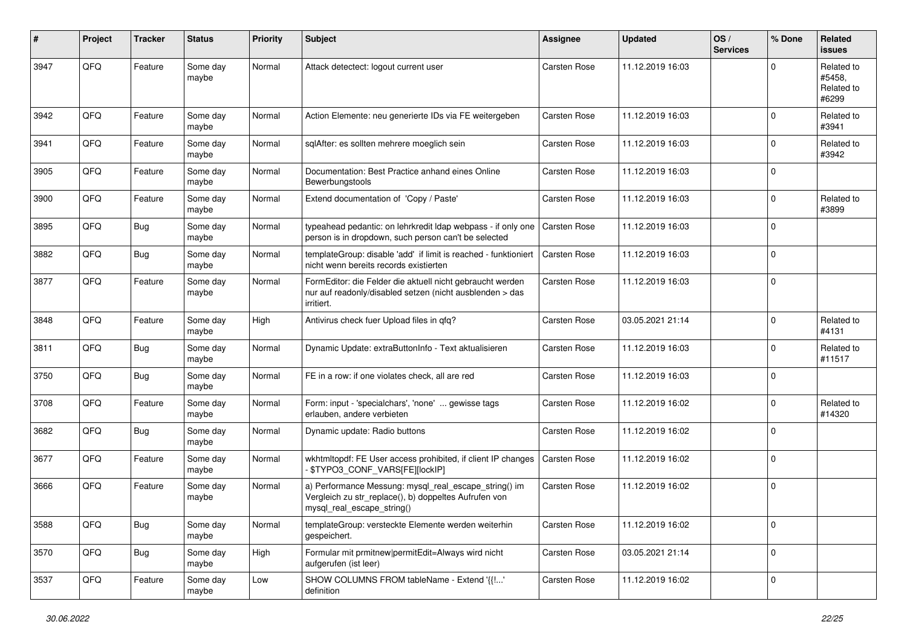| # | Project | Tracker | Status | Priority | Subject | Assignee | Updated | OS / Services | % Done | Related issues |
|---|---|---|---|---|---|---|---|---|---|---|
| 3947 | QFQ | Feature | Some day maybe | Normal | Attack detectect: logout current user | Carsten Rose | 11.12.2019 16:03 | | 0 | Related to #5458, Related to #6299 |
| 3942 | QFQ | Feature | Some day maybe | Normal | Action Elemente: neu generierte IDs via FE weitergeben | Carsten Rose | 11.12.2019 16:03 | | 0 | Related to #3941 |
| 3941 | QFQ | Feature | Some day maybe | Normal | sqlAfter: es sollten mehrere moeglich sein | Carsten Rose | 11.12.2019 16:03 | | 0 | Related to #3942 |
| 3905 | QFQ | Feature | Some day maybe | Normal | Documentation: Best Practice anhand eines Online Bewerbungstools | Carsten Rose | 11.12.2019 16:03 | | 0 | |
| 3900 | QFQ | Feature | Some day maybe | Normal | Extend documentation of 'Copy / Paste' | Carsten Rose | 11.12.2019 16:03 | | 0 | Related to #3899 |
| 3895 | QFQ | Bug | Some day maybe | Normal | typeahead pedantic: on lehrkredit ldap webpass - if only one person is in dropdown, such person can't be selected | Carsten Rose | 11.12.2019 16:03 | | 0 | |
| 3882 | QFQ | Bug | Some day maybe | Normal | templateGroup: disable 'add' if limit is reached - funktioniert nicht wenn bereits records existierten | Carsten Rose | 11.12.2019 16:03 | | 0 | |
| 3877 | QFQ | Feature | Some day maybe | Normal | FormEditor: die Felder die aktuell nicht gebraucht werden nur auf readonly/disabled setzen (nicht ausblenden > das irritiert. | Carsten Rose | 11.12.2019 16:03 | | 0 | |
| 3848 | QFQ | Feature | Some day maybe | High | Antivirus check fuer Upload files in qfq? | Carsten Rose | 03.05.2021 21:14 | | 0 | Related to #4131 |
| 3811 | QFQ | Bug | Some day maybe | Normal | Dynamic Update: extraButtonInfo - Text aktualisieren | Carsten Rose | 11.12.2019 16:03 | | 0 | Related to #11517 |
| 3750 | QFQ | Bug | Some day maybe | Normal | FE in a row: if one violates check, all are red | Carsten Rose | 11.12.2019 16:03 | | 0 | |
| 3708 | QFQ | Feature | Some day maybe | Normal | Form: input - 'specialchars', 'none' ... gewisse tags erlauben, andere verbieten | Carsten Rose | 11.12.2019 16:02 | | 0 | Related to #14320 |
| 3682 | QFQ | Bug | Some day maybe | Normal | Dynamic update: Radio buttons | Carsten Rose | 11.12.2019 16:02 | | 0 | |
| 3677 | QFQ | Feature | Some day maybe | Normal | wkhtmltopdf: FE User access prohibited, if client IP changes - $TYPO3_CONF_VARS[FE][lockIP] | Carsten Rose | 11.12.2019 16:02 | | 0 | |
| 3666 | QFQ | Feature | Some day maybe | Normal | a) Performance Messung: mysql_real_escape_string() im Vergleich zu str_replace(), b) doppeltes Aufrufen von mysql_real_escape_string() | Carsten Rose | 11.12.2019 16:02 | | 0 | |
| 3588 | QFQ | Bug | Some day maybe | Normal | templateGroup: versteckte Elemente werden weiterhin gespeichert. | Carsten Rose | 11.12.2019 16:02 | | 0 | |
| 3570 | QFQ | Bug | Some day maybe | High | Formular mit prmitnew\|permitEdit=Always wird nicht aufgerufen (ist leer) | Carsten Rose | 03.05.2021 21:14 | | 0 | |
| 3537 | QFQ | Feature | Some day maybe | Low | SHOW COLUMNS FROM tableName - Extend '{{!...' definition | Carsten Rose | 11.12.2019 16:02 | | 0 | |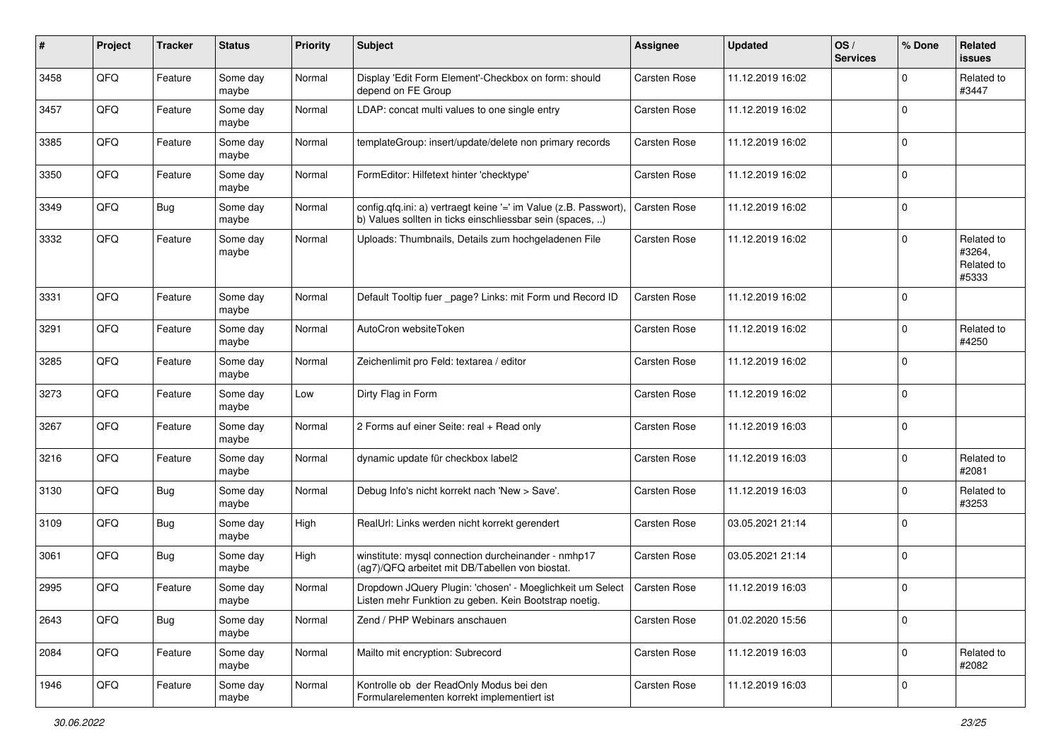| # | Project | Tracker | Status | Priority | Subject | Assignee | Updated | OS / Services | % Done | Related issues |
|---|---|---|---|---|---|---|---|---|---|---|
| 3458 | QFQ | Feature | Some day maybe | Normal | Display 'Edit Form Element'-Checkbox on form: should depend on FE Group | Carsten Rose | 11.12.2019 16:02 | | 0 | Related to #3447 |
| 3457 | QFQ | Feature | Some day maybe | Normal | LDAP: concat multi values to one single entry | Carsten Rose | 11.12.2019 16:02 | | 0 | |
| 3385 | QFQ | Feature | Some day maybe | Normal | templateGroup: insert/update/delete non primary records | Carsten Rose | 11.12.2019 16:02 | | 0 | |
| 3350 | QFQ | Feature | Some day maybe | Normal | FormEditor: Hilfetext hinter 'checktype' | Carsten Rose | 11.12.2019 16:02 | | 0 | |
| 3349 | QFQ | Bug | Some day maybe | Normal | config.qfq.ini: a) vertraegt keine '=' im Value (z.B. Passwort), b) Values sollten in ticks einschliessbar sein (spaces, ..) | Carsten Rose | 11.12.2019 16:02 | | 0 | |
| 3332 | QFQ | Feature | Some day maybe | Normal | Uploads: Thumbnails, Details zum hochgeladenen File | Carsten Rose | 11.12.2019 16:02 | | 0 | Related to #3264, Related to #5333 |
| 3331 | QFQ | Feature | Some day maybe | Normal | Default Tooltip fuer _page? Links: mit Form und Record ID | Carsten Rose | 11.12.2019 16:02 | | 0 | |
| 3291 | QFQ | Feature | Some day maybe | Normal | AutoCron websiteToken | Carsten Rose | 11.12.2019 16:02 | | 0 | Related to #4250 |
| 3285 | QFQ | Feature | Some day maybe | Normal | Zeichenlimit pro Feld: textarea / editor | Carsten Rose | 11.12.2019 16:02 | | 0 | |
| 3273 | QFQ | Feature | Some day maybe | Low | Dirty Flag in Form | Carsten Rose | 11.12.2019 16:02 | | 0 | |
| 3267 | QFQ | Feature | Some day maybe | Normal | 2 Forms auf einer Seite: real + Read only | Carsten Rose | 11.12.2019 16:03 | | 0 | |
| 3216 | QFQ | Feature | Some day maybe | Normal | dynamic update für checkbox label2 | Carsten Rose | 11.12.2019 16:03 | | 0 | Related to #2081 |
| 3130 | QFQ | Bug | Some day maybe | Normal | Debug Info's nicht korrekt nach 'New > Save'. | Carsten Rose | 11.12.2019 16:03 | | 0 | Related to #3253 |
| 3109 | QFQ | Bug | Some day maybe | High | RealUrl: Links werden nicht korrekt gerendert | Carsten Rose | 03.05.2021 21:14 | | 0 | |
| 3061 | QFQ | Bug | Some day maybe | High | winstitute: mysql connection durcheinander - nmhp17 (ag7)/QFQ arbeitet mit DB/Tabellen von biostat. | Carsten Rose | 03.05.2021 21:14 | | 0 | |
| 2995 | QFQ | Feature | Some day maybe | Normal | Dropdown JQuery Plugin: 'chosen' - Moeglichkeit um Select Listen mehr Funktion zu geben. Kein Bootstrap noetig. | Carsten Rose | 11.12.2019 16:03 | | 0 | |
| 2643 | QFQ | Bug | Some day maybe | Normal | Zend / PHP Webinars anschauen | Carsten Rose | 01.02.2020 15:56 | | 0 | |
| 2084 | QFQ | Feature | Some day maybe | Normal | Mailto mit encryption: Subrecord | Carsten Rose | 11.12.2019 16:03 | | 0 | Related to #2082 |
| 1946 | QFQ | Feature | Some day maybe | Normal | Kontrolle ob der ReadOnly Modus bei den Formularelementen korrekt implementiert ist | Carsten Rose | 11.12.2019 16:03 | | 0 | |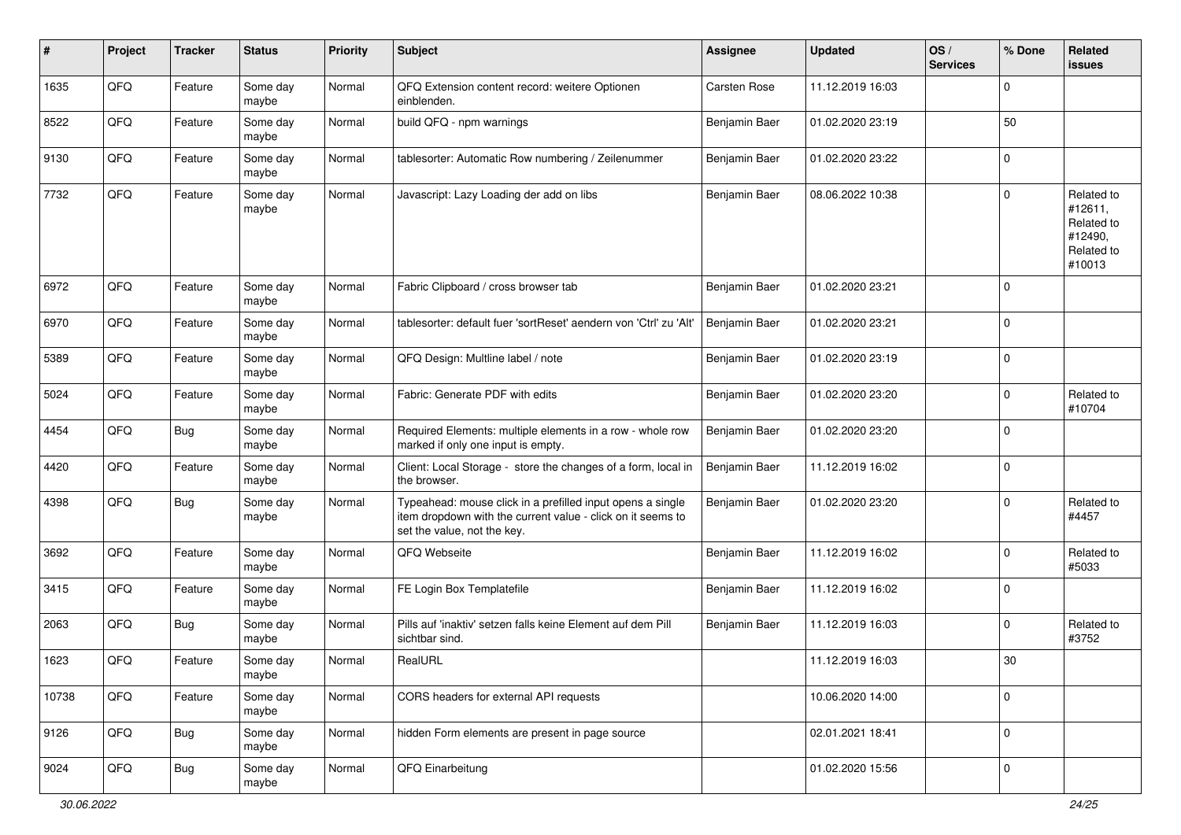| # | Project | Tracker | Status | Priority | Subject | Assignee | Updated | OS / Services | % Done | Related issues |
|---|---|---|---|---|---|---|---|---|---|---|
| 1635 | QFQ | Feature | Some day maybe | Normal | QFQ Extension content record: weitere Optionen einblenden. | Carsten Rose | 11.12.2019 16:03 | | 0 | |
| 8522 | QFQ | Feature | Some day maybe | Normal | build QFQ - npm warnings | Benjamin Baer | 01.02.2020 23:19 | | 50 | |
| 9130 | QFQ | Feature | Some day maybe | Normal | tablesorter: Automatic Row numbering / Zeilenummer | Benjamin Baer | 01.02.2020 23:22 | | 0 | |
| 7732 | QFQ | Feature | Some day maybe | Normal | Javascript: Lazy Loading der add on libs | Benjamin Baer | 08.06.2022 10:38 | | 0 | Related to #12611, Related to #12490, Related to #10013 |
| 6972 | QFQ | Feature | Some day maybe | Normal | Fabric Clipboard / cross browser tab | Benjamin Baer | 01.02.2020 23:21 | | 0 | |
| 6970 | QFQ | Feature | Some day maybe | Normal | tablesorter: default fuer 'sortReset' aendern von 'Ctrl' zu 'Alt' | Benjamin Baer | 01.02.2020 23:21 | | 0 | |
| 5389 | QFQ | Feature | Some day maybe | Normal | QFQ Design: Multline label / note | Benjamin Baer | 01.02.2020 23:19 | | 0 | |
| 5024 | QFQ | Feature | Some day maybe | Normal | Fabric: Generate PDF with edits | Benjamin Baer | 01.02.2020 23:20 | | 0 | Related to #10704 |
| 4454 | QFQ | Bug | Some day maybe | Normal | Required Elements: multiple elements in a row - whole row marked if only one input is empty. | Benjamin Baer | 01.02.2020 23:20 | | 0 | |
| 4420 | QFQ | Feature | Some day maybe | Normal | Client: Local Storage - store the changes of a form, local in the browser. | Benjamin Baer | 11.12.2019 16:02 | | 0 | |
| 4398 | QFQ | Bug | Some day maybe | Normal | Typeahead: mouse click in a prefilled input opens a single item dropdown with the current value - click on it seems to set the value, not the key. | Benjamin Baer | 01.02.2020 23:20 | | 0 | Related to #4457 |
| 3692 | QFQ | Feature | Some day maybe | Normal | QFQ Webseite | Benjamin Baer | 11.12.2019 16:02 | | 0 | Related to #5033 |
| 3415 | QFQ | Feature | Some day maybe | Normal | FE Login Box Templatefile | Benjamin Baer | 11.12.2019 16:02 | | 0 | |
| 2063 | QFQ | Bug | Some day maybe | Normal | Pills auf 'inaktiv' setzen falls keine Element auf dem Pill sichtbar sind. | Benjamin Baer | 11.12.2019 16:03 | | 0 | Related to #3752 |
| 1623 | QFQ | Feature | Some day maybe | Normal | RealURL | | 11.12.2019 16:03 | | 30 | |
| 10738 | QFQ | Feature | Some day maybe | Normal | CORS headers for external API requests | | 10.06.2020 14:00 | | 0 | |
| 9126 | QFQ | Bug | Some day maybe | Normal | hidden Form elements are present in page source | | 02.01.2021 18:41 | | 0 | |
| 9024 | QFQ | Bug | Some day maybe | Normal | QFQ Einarbeitung | | 01.02.2020 15:56 | | 0 | |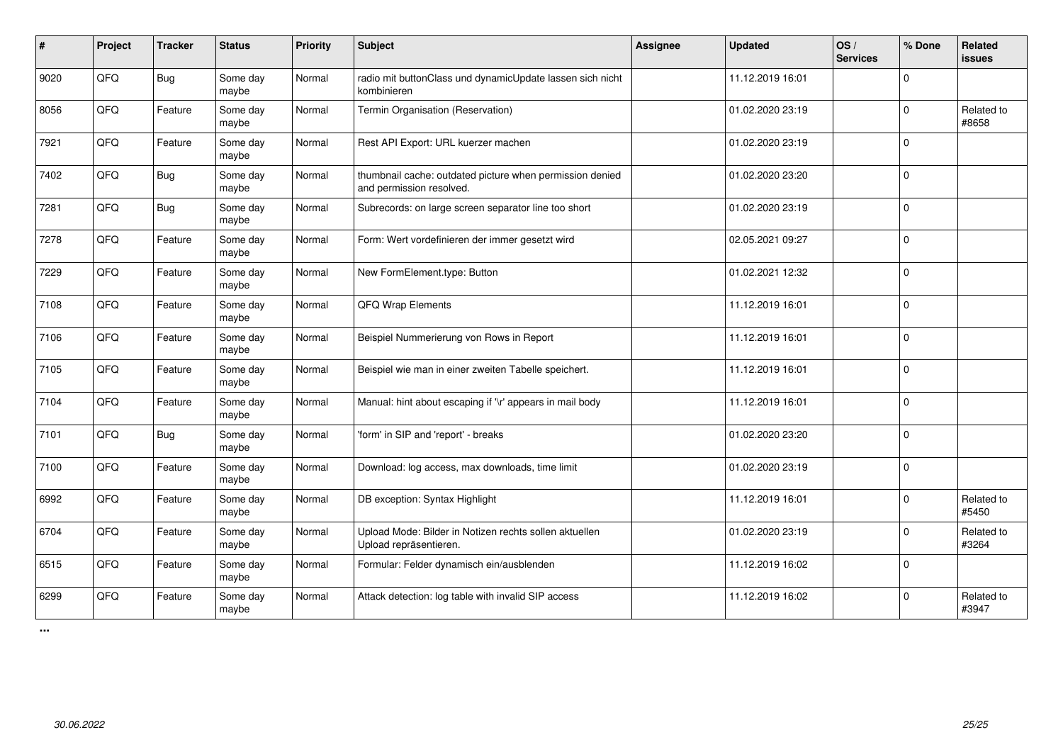| # | Project | Tracker | Status | Priority | Subject | Assignee | Updated | OS / Services | % Done | Related issues |
|---|---|---|---|---|---|---|---|---|---|---|
| 9020 | QFQ | Bug | Some day maybe | Normal | radio mit buttonClass und dynamicUpdate lassen sich nicht kombinieren | | 11.12.2019 16:01 | | 0 | |
| 8056 | QFQ | Feature | Some day maybe | Normal | Termin Organisation (Reservation) | | 01.02.2020 23:19 | | 0 | Related to #8658 |
| 7921 | QFQ | Feature | Some day maybe | Normal | Rest API Export: URL kuerzer machen | | 01.02.2020 23:19 | | 0 | |
| 7402 | QFQ | Bug | Some day maybe | Normal | thumbnail cache: outdated picture when permission denied and permission resolved. | | 01.02.2020 23:20 | | 0 | |
| 7281 | QFQ | Bug | Some day maybe | Normal | Subrecords: on large screen separator line too short | | 01.02.2020 23:19 | | 0 | |
| 7278 | QFQ | Feature | Some day maybe | Normal | Form: Wert vordefinieren der immer gesetzt wird | | 02.05.2021 09:27 | | 0 | |
| 7229 | QFQ | Feature | Some day maybe | Normal | New FormElement.type: Button | | 01.02.2021 12:32 | | 0 | |
| 7108 | QFQ | Feature | Some day maybe | Normal | QFQ Wrap Elements | | 11.12.2019 16:01 | | 0 | |
| 7106 | QFQ | Feature | Some day maybe | Normal | Beispiel Nummerierung von Rows in Report | | 11.12.2019 16:01 | | 0 | |
| 7105 | QFQ | Feature | Some day maybe | Normal | Beispiel wie man in einer zweiten Tabelle speichert. | | 11.12.2019 16:01 | | 0 | |
| 7104 | QFQ | Feature | Some day maybe | Normal | Manual: hint about escaping if '\r' appears in mail body | | 11.12.2019 16:01 | | 0 | |
| 7101 | QFQ | Bug | Some day maybe | Normal | 'form' in SIP and 'report' - breaks | | 01.02.2020 23:20 | | 0 | |
| 7100 | QFQ | Feature | Some day maybe | Normal | Download: log access, max downloads, time limit | | 01.02.2020 23:19 | | 0 | |
| 6992 | QFQ | Feature | Some day maybe | Normal | DB exception: Syntax Highlight | | 11.12.2019 16:01 | | 0 | Related to #5450 |
| 6704 | QFQ | Feature | Some day maybe | Normal | Upload Mode: Bilder in Notizen rechts sollen aktuellen Upload repräsentieren. | | 01.02.2020 23:19 | | 0 | Related to #3264 |
| 6515 | QFQ | Feature | Some day maybe | Normal | Formular: Felder dynamisch ein/ausblenden | | 11.12.2019 16:02 | | 0 | |
| 6299 | QFQ | Feature | Some day maybe | Normal | Attack detection: log table with invalid SIP access | | 11.12.2019 16:02 | | 0 | Related to #3947 |

...